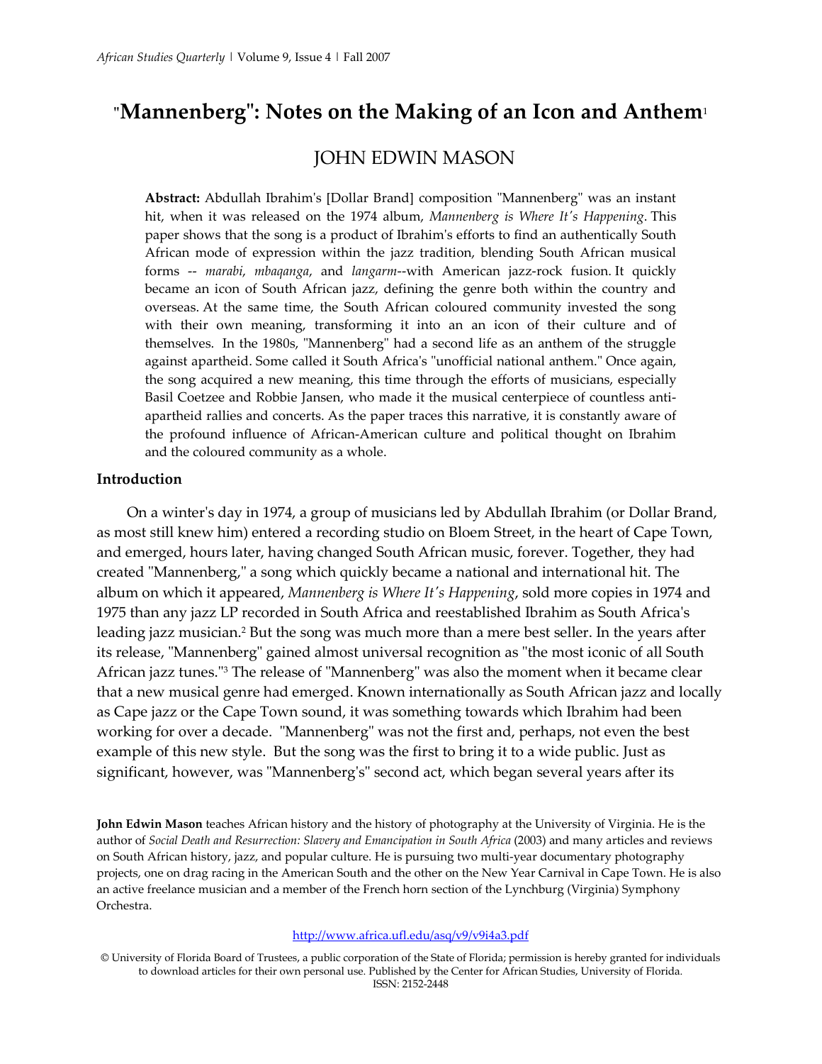# "Mannenberg": Notes on the Making of an Icon and Anthem[1]

## JOHN EDWIN MASON

**Abstract:** Abdullah Ibrahim's [Dollar Brand] composition "Mannenberg" was an instant hit, when it was released on the 1974 album, *Mannenberg is Where It's Happening*. This paper shows that the song is a product of Ibrahim's efforts to find an authentically South African mode of expression within the jazz tradition, blending South African musical forms -- *marabi*, *mbaqanga*, and *langarm*--with American jazz-rock fusion. It quickly became an icon of South African jazz, defining the genre both within the country and overseas. At the same time, the South African coloured community invested the song with their own meaning, transforming it into an an icon of their culture and of themselves. In the 1980s, "Mannenberg" had a second life as an anthem of the struggle against apartheid. Some called it South Africa's "unofficial national anthem." Once again, the song acquired a new meaning, this time through the efforts of musicians, especially Basil Coetzee and Robbie Jansen, who made it the musical centerpiece of countless anti-apartheid rallies and concerts. As the paper traces this narrative, it is constantly aware of the profound influence of African-American culture and political thought on Ibrahim and the coloured community as a whole.

### Introduction

On a winter's day in 1974, a group of musicians led by Abdullah Ibrahim (or Dollar Brand, as most still knew him) entered a recording studio on Bloem Street, in the heart of Cape Town, and emerged, hours later, having changed South African music, forever. Together, they had created "Mannenberg," a song which quickly became a national and international hit. The album on which it appeared, *Mannenberg is Where It's Happening*, sold more copies in 1974 and 1975 than any jazz LP recorded in South Africa and reestablished Ibrahim as South Africa's leading jazz musician.[2] But the song was much more than a mere best seller. In the years after its release, "Mannenberg" gained almost universal recognition as "the most iconic of all South African jazz tunes."[3] The release of "Mannenberg" was also the moment when it became clear that a new musical genre had emerged. Known internationally as South African jazz and locally as Cape jazz or the Cape Town sound, it was something towards which Ibrahim had been working for over a decade. "Mannenberg" was not the first and, perhaps, not even the best example of this new style. But the song was the first to bring it to a wide public. Just as significant, however, was "Mannenberg's" second act, which began several years after its

**John Edwin Mason** teaches African history and the history of photography at the University of Virginia. He is the author of *Social Death and Resurrection: Slavery and Emancipation in South Africa* (2003) and many articles and reviews on South African history, jazz, and popular culture. He is pursuing two multi-year documentary photography projects, one on drag racing in the American South and the other on the New Year Carnival in Cape Town. He is also an active freelance musician and a member of the French horn section of the Lynchburg (Virginia) Symphony Orchestra.

http://www.africa.ufl.edu/asq/v9/v9i4a3.pdf

© University of Florida Board of Trustees, a public corporation of the State of Florida; permission is hereby granted for individuals to download articles for their own personal use. Published by the Center for African Studies, University of Florida.
ISSN: 2152-2448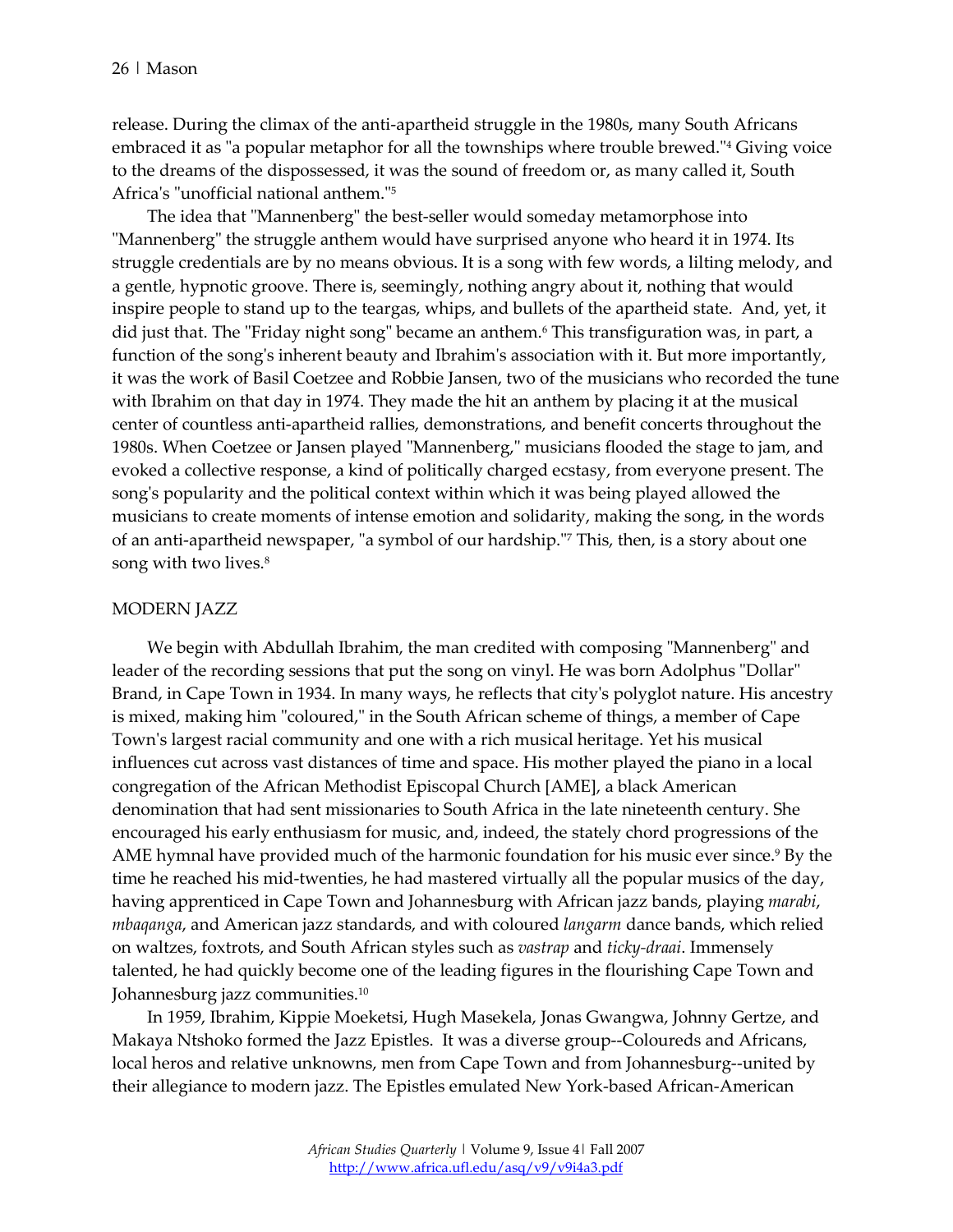release. During the climax of the anti-apartheid struggle in the 1980s, many South Africans embraced it as "a popular metaphor for all the townships where trouble brewed."[4] Giving voice to the dreams of the dispossessed, it was the sound of freedom or, as many called it, South Africa's "unofficial national anthem."[5]

The idea that "Mannenberg" the best-seller would someday metamorphose into "Mannenberg" the struggle anthem would have surprised anyone who heard it in 1974. Its struggle credentials are by no means obvious. It is a song with few words, a lilting melody, and a gentle, hypnotic groove. There is, seemingly, nothing angry about it, nothing that would inspire people to stand up to the teargas, whips, and bullets of the apartheid state. And, yet, it did just that. The "Friday night song" became an anthem.[6] This transfiguration was, in part, a function of the song's inherent beauty and Ibrahim's association with it. But more importantly, it was the work of Basil Coetzee and Robbie Jansen, two of the musicians who recorded the tune with Ibrahim on that day in 1974. They made the hit an anthem by placing it at the musical center of countless anti-apartheid rallies, demonstrations, and benefit concerts throughout the 1980s. When Coetzee or Jansen played "Mannenberg," musicians flooded the stage to jam, and evoked a collective response, a kind of politically charged ecstasy, from everyone present. The song's popularity and the political context within which it was being played allowed the musicians to create moments of intense emotion and solidarity, making the song, in the words of an anti-apartheid newspaper, "a symbol of our hardship."[7] This, then, is a story about one song with two lives.[8]

## MODERN JAZZ

We begin with Abdullah Ibrahim, the man credited with composing "Mannenberg" and leader of the recording sessions that put the song on vinyl. He was born Adolphus "Dollar" Brand, in Cape Town in 1934. In many ways, he reflects that city's polyglot nature. His ancestry is mixed, making him "coloured," in the South African scheme of things, a member of Cape Town's largest racial community and one with a rich musical heritage. Yet his musical influences cut across vast distances of time and space. His mother played the piano in a local congregation of the African Methodist Episcopal Church [AME], a black American denomination that had sent missionaries to South Africa in the late nineteenth century. She encouraged his early enthusiasm for music, and, indeed, the stately chord progressions of the AME hymnal have provided much of the harmonic foundation for his music ever since.[9] By the time he reached his mid-twenties, he had mastered virtually all the popular musics of the day, having apprenticed in Cape Town and Johannesburg with African jazz bands, playing *marabi*, *mbaqanga*, and American jazz standards, and with coloured *langarm* dance bands, which relied on waltzes, foxtrots, and South African styles such as *vastrap* and *ticky-draai*. Immensely talented, he had quickly become one of the leading figures in the flourishing Cape Town and Johannesburg jazz communities.[10]

In 1959, Ibrahim, Kippie Moeketsi, Hugh Masekela, Jonas Gwangwa, Johnny Gertze, and Makaya Ntshoko formed the Jazz Epistles. It was a diverse group--Coloureds and Africans, local heros and relative unknowns, men from Cape Town and from Johannesburg--united by their allegiance to modern jazz. The Epistles emulated New York-based African-American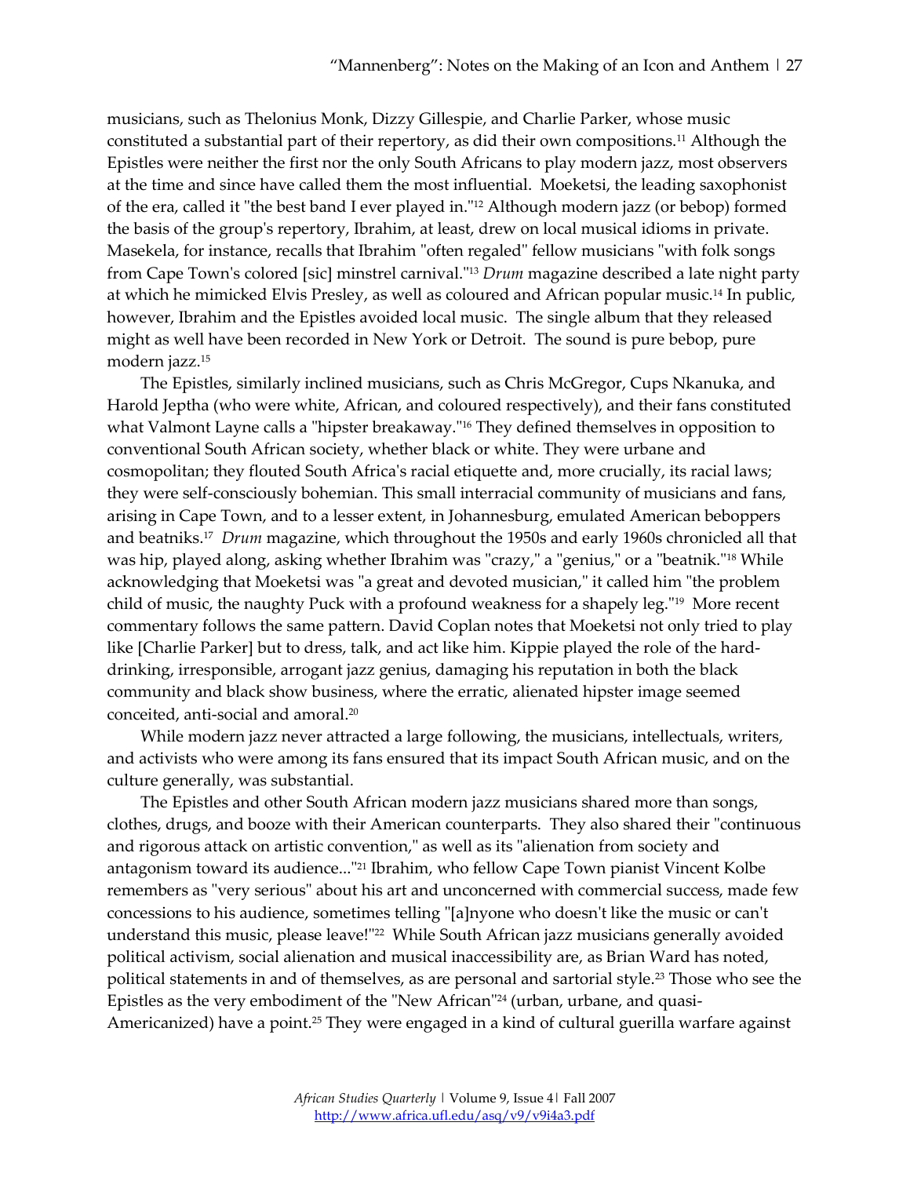musicians, such as Thelonius Monk, Dizzy Gillespie, and Charlie Parker, whose music constituted a substantial part of their repertory, as did their own compositions.[11] Although the Epistles were neither the first nor the only South Africans to play modern jazz, most observers at the time and since have called them the most influential. Moeketsi, the leading saxophonist of the era, called it "the best band I ever played in."[12] Although modern jazz (or bebop) formed the basis of the group's repertory, Ibrahim, at least, drew on local musical idioms in private. Masekela, for instance, recalls that Ibrahim "often regaled" fellow musicians "with folk songs from Cape Town's colored [sic] minstrel carnival."[13] *Drum* magazine described a late night party at which he mimicked Elvis Presley, as well as coloured and African popular music.[14] In public, however, Ibrahim and the Epistles avoided local music. The single album that they released might as well have been recorded in New York or Detroit. The sound is pure bebop, pure modern jazz.[15]

The Epistles, similarly inclined musicians, such as Chris McGregor, Cups Nkanuka, and Harold Jeptha (who were white, African, and coloured respectively), and their fans constituted what Valmont Layne calls a "hipster breakaway."[16] They defined themselves in opposition to conventional South African society, whether black or white. They were urbane and cosmopolitan; they flouted South Africa's racial etiquette and, more crucially, its racial laws; they were self-consciously bohemian. This small interracial community of musicians and fans, arising in Cape Town, and to a lesser extent, in Johannesburg, emulated American beboppers and beatniks.[17] *Drum* magazine, which throughout the 1950s and early 1960s chronicled all that was hip, played along, asking whether Ibrahim was "crazy," a "genius," or a "beatnik."[18] While acknowledging that Moeketsi was "a great and devoted musician," it called him "the problem child of music, the naughty Puck with a profound weakness for a shapely leg."[19] More recent commentary follows the same pattern. David Coplan notes that Moeketsi not only tried to play like [Charlie Parker] but to dress, talk, and act like him. Kippie played the role of the hard-drinking, irresponsible, arrogant jazz genius, damaging his reputation in both the black community and black show business, where the erratic, alienated hipster image seemed conceited, anti-social and amoral.[20]

While modern jazz never attracted a large following, the musicians, intellectuals, writers, and activists who were among its fans ensured that its impact South African music, and on the culture generally, was substantial.

The Epistles and other South African modern jazz musicians shared more than songs, clothes, drugs, and booze with their American counterparts. They also shared their "continuous and rigorous attack on artistic convention," as well as its "alienation from society and antagonism toward its audience..."[21] Ibrahim, who fellow Cape Town pianist Vincent Kolbe remembers as "very serious" about his art and unconcerned with commercial success, made few concessions to his audience, sometimes telling "[a]nyone who doesn't like the music or can't understand this music, please leave!"[22] While South African jazz musicians generally avoided political activism, social alienation and musical inaccessibility are, as Brian Ward has noted, political statements in and of themselves, as are personal and sartorial style.[23] Those who see the Epistles as the very embodiment of the "New African"[24] (urban, urbane, and quasi-Americanized) have a point.[25] They were engaged in a kind of cultural guerilla warfare against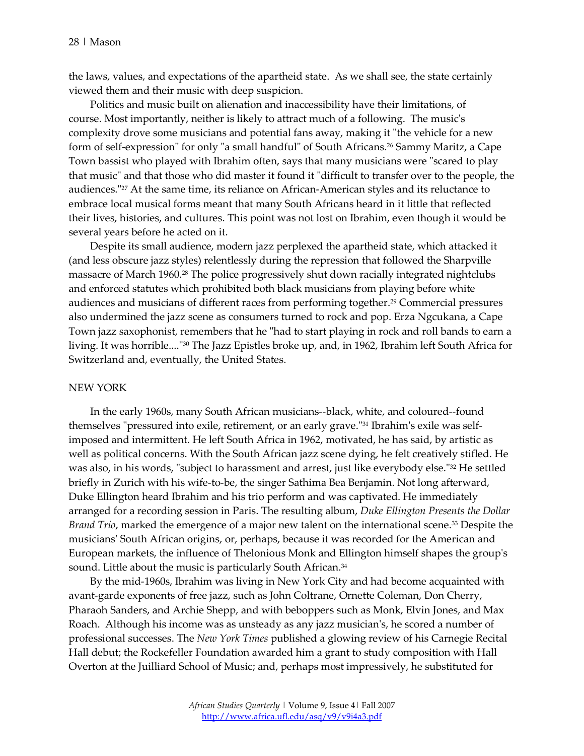the laws, values, and expectations of the apartheid state. As we shall see, the state certainly viewed them and their music with deep suspicion.

Politics and music built on alienation and inaccessibility have their limitations, of course. Most importantly, neither is likely to attract much of a following. The music's complexity drove some musicians and potential fans away, making it "the vehicle for a new form of self-expression" for only "a small handful" of South Africans.[26] Sammy Maritz, a Cape Town bassist who played with Ibrahim often, says that many musicians were "scared to play that music" and that those who did master it found it "difficult to transfer over to the people, the audiences."[27] At the same time, its reliance on African-American styles and its reluctance to embrace local musical forms meant that many South Africans heard in it little that reflected their lives, histories, and cultures. This point was not lost on Ibrahim, even though it would be several years before he acted on it.

Despite its small audience, modern jazz perplexed the apartheid state, which attacked it (and less obscure jazz styles) relentlessly during the repression that followed the Sharpville massacre of March 1960.[28] The police progressively shut down racially integrated nightclubs and enforced statutes which prohibited both black musicians from playing before white audiences and musicians of different races from performing together.[29] Commercial pressures also undermined the jazz scene as consumers turned to rock and pop. Erza Ngcukana, a Cape Town jazz saxophonist, remembers that he "had to start playing in rock and roll bands to earn a living. It was horrible...."[30] The Jazz Epistles broke up, and, in 1962, Ibrahim left South Africa for Switzerland and, eventually, the United States.

## NEW YORK

In the early 1960s, many South African musicians--black, white, and coloured--found themselves "pressured into exile, retirement, or an early grave."[31] Ibrahim's exile was self-imposed and intermittent. He left South Africa in 1962, motivated, he has said, by artistic as well as political concerns. With the South African jazz scene dying, he felt creatively stifled. He was also, in his words, "subject to harassment and arrest, just like everybody else."[32] He settled briefly in Zurich with his wife-to-be, the singer Sathima Bea Benjamin. Not long afterward, Duke Ellington heard Ibrahim and his trio perform and was captivated. He immediately arranged for a recording session in Paris. The resulting album, *Duke Ellington Presents the Dollar Brand Trio*, marked the emergence of a major new talent on the international scene.[33] Despite the musicians' South African origins, or, perhaps, because it was recorded for the American and European markets, the influence of Thelonious Monk and Ellington himself shapes the group's sound. Little about the music is particularly South African.[34]

By the mid-1960s, Ibrahim was living in New York City and had become acquainted with avant-garde exponents of free jazz, such as John Coltrane, Ornette Coleman, Don Cherry, Pharaoh Sanders, and Archie Shepp, and with beboppers such as Monk, Elvin Jones, and Max Roach. Although his income was as unsteady as any jazz musician's, he scored a number of professional successes. The *New York Times* published a glowing review of his Carnegie Recital Hall debut; the Rockefeller Foundation awarded him a grant to study composition with Hall Overton at the Juilliard School of Music; and, perhaps most impressively, he substituted for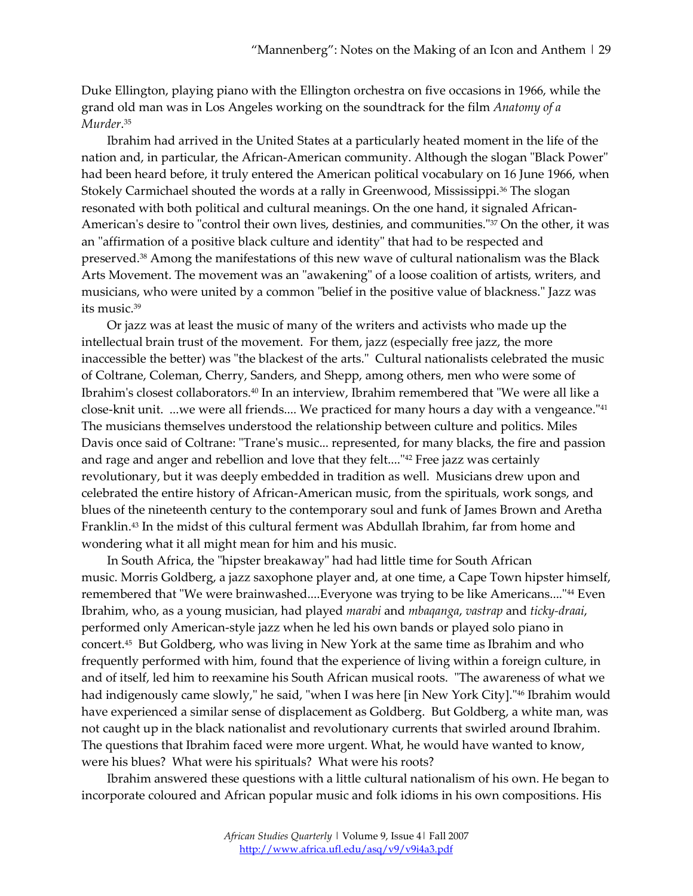Duke Ellington, playing piano with the Ellington orchestra on five occasions in 1966, while the grand old man was in Los Angeles working on the soundtrack for the film *Anatomy of a Murder*.[35]

Ibrahim had arrived in the United States at a particularly heated moment in the life of the nation and, in particular, the African-American community. Although the slogan "Black Power" had been heard before, it truly entered the American political vocabulary on 16 June 1966, when Stokely Carmichael shouted the words at a rally in Greenwood, Mississippi.[36] The slogan resonated with both political and cultural meanings. On the one hand, it signaled African-American's desire to "control their own lives, destinies, and communities."[37] On the other, it was an "affirmation of a positive black culture and identity" that had to be respected and preserved.[38] Among the manifestations of this new wave of cultural nationalism was the Black Arts Movement. The movement was an "awakening" of a loose coalition of artists, writers, and musicians, who were united by a common "belief in the positive value of blackness." Jazz was its music.[39]

Or jazz was at least the music of many of the writers and activists who made up the intellectual brain trust of the movement. For them, jazz (especially free jazz, the more inaccessible the better) was "the blackest of the arts." Cultural nationalists celebrated the music of Coltrane, Coleman, Cherry, Sanders, and Shepp, among others, men who were some of Ibrahim's closest collaborators.[40] In an interview, Ibrahim remembered that "We were all like a close-knit unit. ...we were all friends.... We practiced for many hours a day with a vengeance."[41] The musicians themselves understood the relationship between culture and politics. Miles Davis once said of Coltrane: "Trane's music... represented, for many blacks, the fire and passion and rage and anger and rebellion and love that they felt...."[42] Free jazz was certainly revolutionary, but it was deeply embedded in tradition as well. Musicians drew upon and celebrated the entire history of African-American music, from the spirituals, work songs, and blues of the nineteenth century to the contemporary soul and funk of James Brown and Aretha Franklin.[43] In the midst of this cultural ferment was Abdullah Ibrahim, far from home and wondering what it all might mean for him and his music.

In South Africa, the "hipster breakaway" had had little time for South African music. Morris Goldberg, a jazz saxophone player and, at one time, a Cape Town hipster himself, remembered that "We were brainwashed....Everyone was trying to be like Americans...."[44] Even Ibrahim, who, as a young musician, had played *marabi* and *mbaqanga*, *vastrap* and *ticky-draai*, performed only American-style jazz when he led his own bands or played solo piano in concert.[45] But Goldberg, who was living in New York at the same time as Ibrahim and who frequently performed with him, found that the experience of living within a foreign culture, in and of itself, led him to reexamine his South African musical roots. "The awareness of what we had indigenously came slowly," he said, "when I was here [in New York City]."[46] Ibrahim would have experienced a similar sense of displacement as Goldberg. But Goldberg, a white man, was not caught up in the black nationalist and revolutionary currents that swirled around Ibrahim. The questions that Ibrahim faced were more urgent. What, he would have wanted to know, were his blues? What were his spirituals? What were his roots?

Ibrahim answered these questions with a little cultural nationalism of his own. He began to incorporate coloured and African popular music and folk idioms in his own compositions. His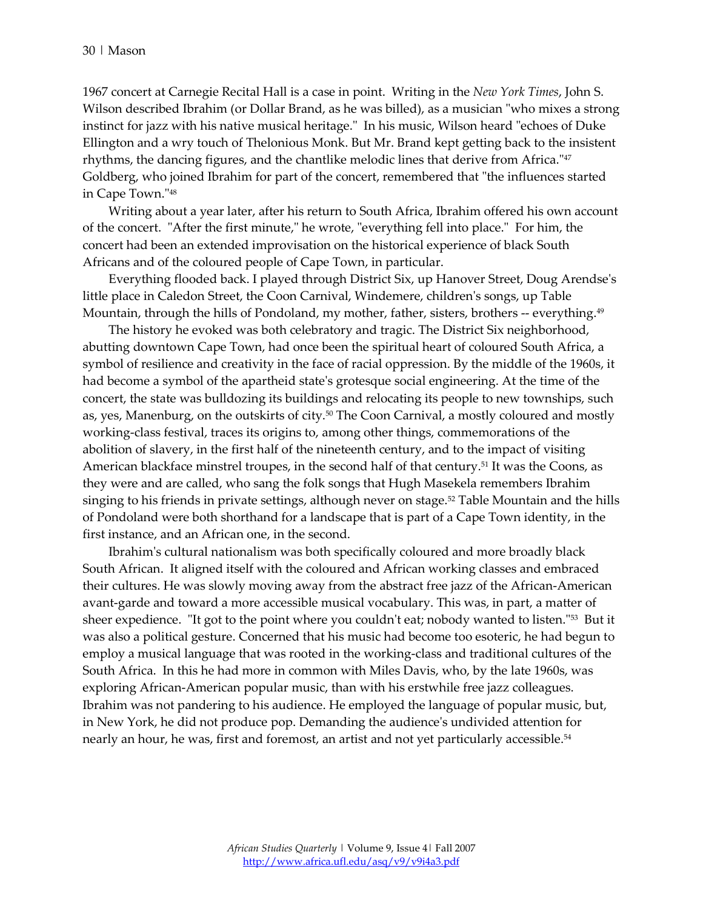1967 concert at Carnegie Recital Hall is a case in point. Writing in the *New York Times*, John S. Wilson described Ibrahim (or Dollar Brand, as he was billed), as a musician "who mixes a strong instinct for jazz with his native musical heritage." In his music, Wilson heard "echoes of Duke Ellington and a wry touch of Thelonious Monk. But Mr. Brand kept getting back to the insistent rhythms, the dancing figures, and the chantlike melodic lines that derive from Africa."[47] Goldberg, who joined Ibrahim for part of the concert, remembered that "the influences started in Cape Town."[48]

Writing about a year later, after his return to South Africa, Ibrahim offered his own account of the concert. "After the first minute," he wrote, "everything fell into place." For him, the concert had been an extended improvisation on the historical experience of black South Africans and of the coloured people of Cape Town, in particular.

Everything flooded back. I played through District Six, up Hanover Street, Doug Arendse's little place in Caledon Street, the Coon Carnival, Windemere, children's songs, up Table Mountain, through the hills of Pondoland, my mother, father, sisters, brothers -- everything.[49]

The history he evoked was both celebratory and tragic. The District Six neighborhood, abutting downtown Cape Town, had once been the spiritual heart of coloured South Africa, a symbol of resilience and creativity in the face of racial oppression. By the middle of the 1960s, it had become a symbol of the apartheid state's grotesque social engineering. At the time of the concert, the state was bulldozing its buildings and relocating its people to new townships, such as, yes, Manenburg, on the outskirts of city.[50] The Coon Carnival, a mostly coloured and mostly working-class festival, traces its origins to, among other things, commemorations of the abolition of slavery, in the first half of the nineteenth century, and to the impact of visiting American blackface minstrel troupes, in the second half of that century.[51] It was the Coons, as they were and are called, who sang the folk songs that Hugh Masekela remembers Ibrahim singing to his friends in private settings, although never on stage.[52] Table Mountain and the hills of Pondoland were both shorthand for a landscape that is part of a Cape Town identity, in the first instance, and an African one, in the second.

Ibrahim's cultural nationalism was both specifically coloured and more broadly black South African. It aligned itself with the coloured and African working classes and embraced their cultures. He was slowly moving away from the abstract free jazz of the African-American avant-garde and toward a more accessible musical vocabulary. This was, in part, a matter of sheer expedience. "It got to the point where you couldn't eat; nobody wanted to listen."[53] But it was also a political gesture. Concerned that his music had become too esoteric, he had begun to employ a musical language that was rooted in the working-class and traditional cultures of the South Africa. In this he had more in common with Miles Davis, who, by the late 1960s, was exploring African-American popular music, than with his erstwhile free jazz colleagues. Ibrahim was not pandering to his audience. He employed the language of popular music, but, in New York, he did not produce pop. Demanding the audience's undivided attention for nearly an hour, he was, first and foremost, an artist and not yet particularly accessible.[54]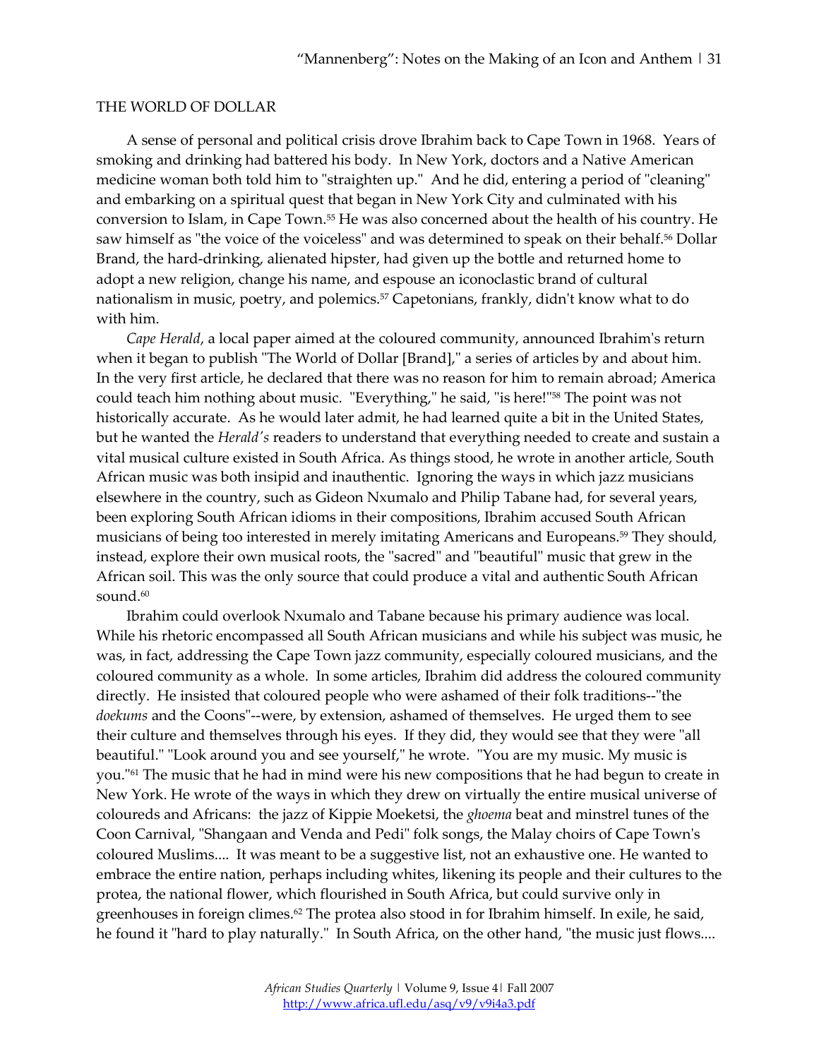## THE WORLD OF DOLLAR

A sense of personal and political crisis drove Ibrahim back to Cape Town in 1968. Years of smoking and drinking had battered his body. In New York, doctors and a Native American medicine woman both told him to "straighten up." And he did, entering a period of "cleaning" and embarking on a spiritual quest that began in New York City and culminated with his conversion to Islam, in Cape Town.[55] He was also concerned about the health of his country. He saw himself as "the voice of the voiceless" and was determined to speak on their behalf.[56] Dollar Brand, the hard-drinking, alienated hipster, had given up the bottle and returned home to adopt a new religion, change his name, and espouse an iconoclastic brand of cultural nationalism in music, poetry, and polemics.[57] Capetonians, frankly, didn't know what to do with him.

*Cape Herald*, a local paper aimed at the coloured community, announced Ibrahim's return when it began to publish "The World of Dollar [Brand]," a series of articles by and about him. In the very first article, he declared that there was no reason for him to remain abroad; America could teach him nothing about music. "Everything," he said, "is here!"[58] The point was not historically accurate. As he would later admit, he had learned quite a bit in the United States, but he wanted the *Herald's* readers to understand that everything needed to create and sustain a vital musical culture existed in South Africa. As things stood, he wrote in another article, South African music was both insipid and inauthentic. Ignoring the ways in which jazz musicians elsewhere in the country, such as Gideon Nxumalo and Philip Tabane had, for several years, been exploring South African idioms in their compositions, Ibrahim accused South African musicians of being too interested in merely imitating Americans and Europeans.[59] They should, instead, explore their own musical roots, the "sacred" and "beautiful" music that grew in the African soil. This was the only source that could produce a vital and authentic South African sound.[60]

Ibrahim could overlook Nxumalo and Tabane because his primary audience was local. While his rhetoric encompassed all South African musicians and while his subject was music, he was, in fact, addressing the Cape Town jazz community, especially coloured musicians, and the coloured community as a whole. In some articles, Ibrahim did address the coloured community directly. He insisted that coloured people who were ashamed of their folk traditions--"the *doekums* and the Coons"--were, by extension, ashamed of themselves. He urged them to see their culture and themselves through his eyes. If they did, they would see that they were "all beautiful." "Look around you and see yourself," he wrote. "You are my music. My music is you."[61] The music that he had in mind were his new compositions that he had begun to create in New York. He wrote of the ways in which they drew on virtually the entire musical universe of coloureds and Africans: the jazz of Kippie Moeketsi, the *ghoema* beat and minstrel tunes of the Coon Carnival, "Shangaan and Venda and Pedi" folk songs, the Malay choirs of Cape Town's coloured Muslims.... It was meant to be a suggestive list, not an exhaustive one. He wanted to embrace the entire nation, perhaps including whites, likening its people and their cultures to the protea, the national flower, which flourished in South Africa, but could survive only in greenhouses in foreign climes.[62] The protea also stood in for Ibrahim himself. In exile, he said, he found it "hard to play naturally." In South Africa, on the other hand, "the music just flows....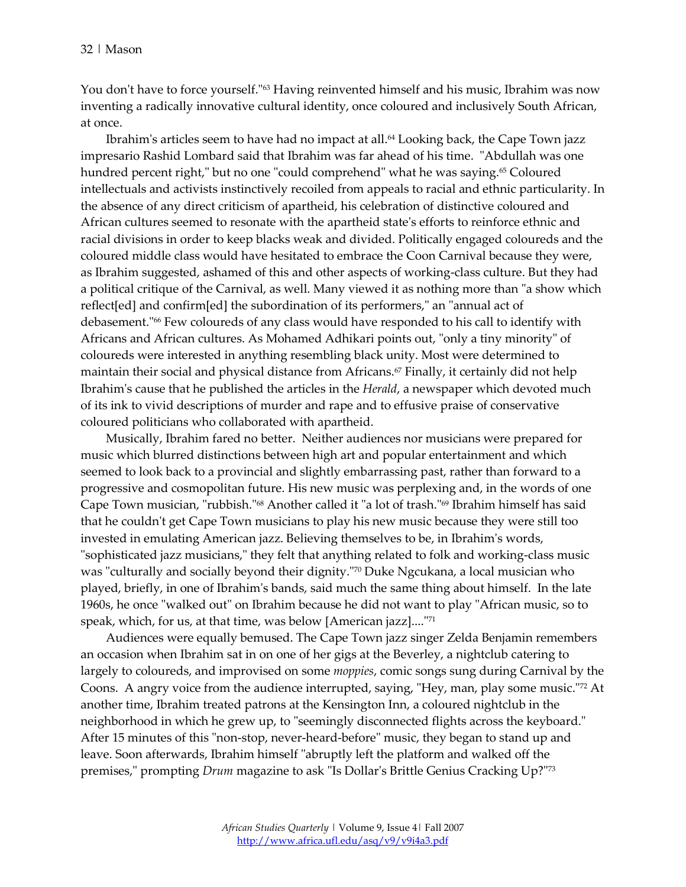You don't have to force yourself."[63] Having reinvented himself and his music, Ibrahim was now inventing a radically innovative cultural identity, once coloured and inclusively South African, at once.

Ibrahim's articles seem to have had no impact at all.[64] Looking back, the Cape Town jazz impresario Rashid Lombard said that Ibrahim was far ahead of his time. "Abdullah was one hundred percent right," but no one "could comprehend" what he was saying.[65] Coloured intellectuals and activists instinctively recoiled from appeals to racial and ethnic particularity. In the absence of any direct criticism of apartheid, his celebration of distinctive coloured and African cultures seemed to resonate with the apartheid state's efforts to reinforce ethnic and racial divisions in order to keep blacks weak and divided. Politically engaged coloureds and the coloured middle class would have hesitated to embrace the Coon Carnival because they were, as Ibrahim suggested, ashamed of this and other aspects of working-class culture. But they had a political critique of the Carnival, as well. Many viewed it as nothing more than "a show which reflect[ed] and confirm[ed] the subordination of its performers," an "annual act of debasement."[66] Few coloureds of any class would have responded to his call to identify with Africans and African cultures. As Mohamed Adhikari points out, "only a tiny minority" of coloureds were interested in anything resembling black unity. Most were determined to maintain their social and physical distance from Africans.[67] Finally, it certainly did not help Ibrahim's cause that he published the articles in the *Herald*, a newspaper which devoted much of its ink to vivid descriptions of murder and rape and to effusive praise of conservative coloured politicians who collaborated with apartheid.

Musically, Ibrahim fared no better. Neither audiences nor musicians were prepared for music which blurred distinctions between high art and popular entertainment and which seemed to look back to a provincial and slightly embarrassing past, rather than forward to a progressive and cosmopolitan future. His new music was perplexing and, in the words of one Cape Town musician, "rubbish."[68] Another called it "a lot of trash."[69] Ibrahim himself has said that he couldn't get Cape Town musicians to play his new music because they were still too invested in emulating American jazz. Believing themselves to be, in Ibrahim's words, "sophisticated jazz musicians," they felt that anything related to folk and working-class music was "culturally and socially beyond their dignity."[70] Duke Ngcukana, a local musician who played, briefly, in one of Ibrahim's bands, said much the same thing about himself. In the late 1960s, he once "walked out" on Ibrahim because he did not want to play "African music, so to speak, which, for us, at that time, was below [American jazz]...."[71]

Audiences were equally bemused. The Cape Town jazz singer Zelda Benjamin remembers an occasion when Ibrahim sat in on one of her gigs at the Beverley, a nightclub catering to largely to coloureds, and improvised on some *moppies*, comic songs sung during Carnival by the Coons. A angry voice from the audience interrupted, saying, "Hey, man, play some music."[72] At another time, Ibrahim treated patrons at the Kensington Inn, a coloured nightclub in the neighborhood in which he grew up, to "seemingly disconnected flights across the keyboard." After 15 minutes of this "non-stop, never-heard-before" music, they began to stand up and leave. Soon afterwards, Ibrahim himself "abruptly left the platform and walked off the premises," prompting *Drum* magazine to ask "Is Dollar's Brittle Genius Cracking Up?"[73]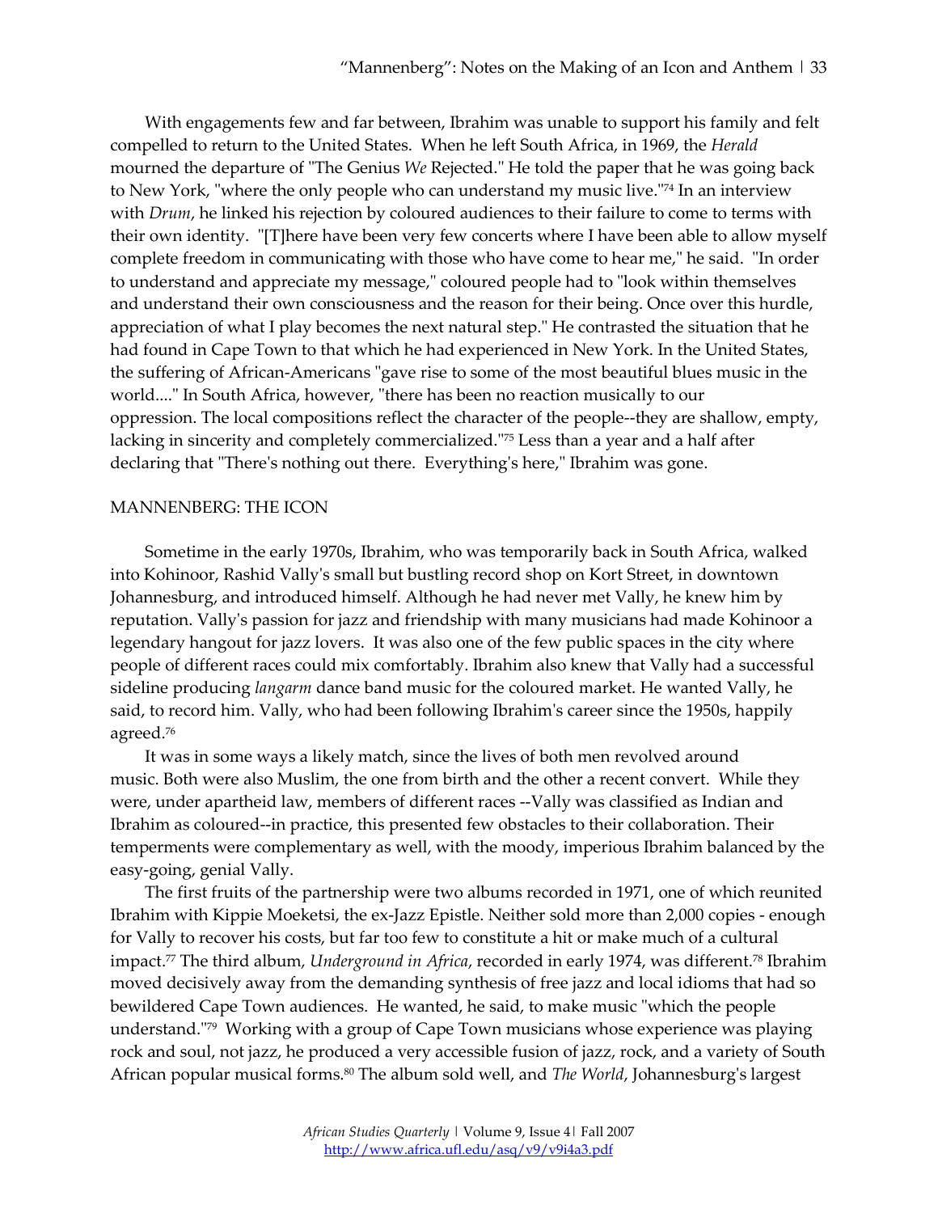With engagements few and far between, Ibrahim was unable to support his family and felt compelled to return to the United States. When he left South Africa, in 1969, the *Herald* mourned the departure of "The Genius *We* Rejected." He told the paper that he was going back to New York, "where the only people who can understand my music live."[74] In an interview with *Drum*, he linked his rejection by coloured audiences to their failure to come to terms with their own identity. "[T]here have been very few concerts where I have been able to allow myself complete freedom in communicating with those who have come to hear me," he said. "In order to understand and appreciate my message," coloured people had to "look within themselves and understand their own consciousness and the reason for their being. Once over this hurdle, appreciation of what I play becomes the next natural step." He contrasted the situation that he had found in Cape Town to that which he had experienced in New York. In the United States, the suffering of African-Americans "gave rise to some of the most beautiful blues music in the world...." In South Africa, however, "there has been no reaction musically to our oppression. The local compositions reflect the character of the people--they are shallow, empty, lacking in sincerity and completely commercialized."[75] Less than a year and a half after declaring that "There's nothing out there. Everything's here," Ibrahim was gone.

## MANNENBERG: THE ICON

Sometime in the early 1970s, Ibrahim, who was temporarily back in South Africa, walked into Kohinoor, Rashid Vally's small but bustling record shop on Kort Street, in downtown Johannesburg, and introduced himself. Although he had never met Vally, he knew him by reputation. Vally's passion for jazz and friendship with many musicians had made Kohinoor a legendary hangout for jazz lovers. It was also one of the few public spaces in the city where people of different races could mix comfortably. Ibrahim also knew that Vally had a successful sideline producing *langarm* dance band music for the coloured market. He wanted Vally, he said, to record him. Vally, who had been following Ibrahim's career since the 1950s, happily agreed.[76]

It was in some ways a likely match, since the lives of both men revolved around music. Both were also Muslim, the one from birth and the other a recent convert. While they were, under apartheid law, members of different races --Vally was classified as Indian and Ibrahim as coloured--in practice, this presented few obstacles to their collaboration. Their temperments were complementary as well, with the moody, imperious Ibrahim balanced by the easy-going, genial Vally.

The first fruits of the partnership were two albums recorded in 1971, one of which reunited Ibrahim with Kippie Moeketsi, the ex-Jazz Epistle. Neither sold more than 2,000 copies - enough for Vally to recover his costs, but far too few to constitute a hit or make much of a cultural impact.[77] The third album, *Underground in Africa*, recorded in early 1974, was different.[78] Ibrahim moved decisively away from the demanding synthesis of free jazz and local idioms that had so bewildered Cape Town audiences. He wanted, he said, to make music "which the people understand."[79] Working with a group of Cape Town musicians whose experience was playing rock and soul, not jazz, he produced a very accessible fusion of jazz, rock, and a variety of South African popular musical forms.[80] The album sold well, and *The World*, Johannesburg's largest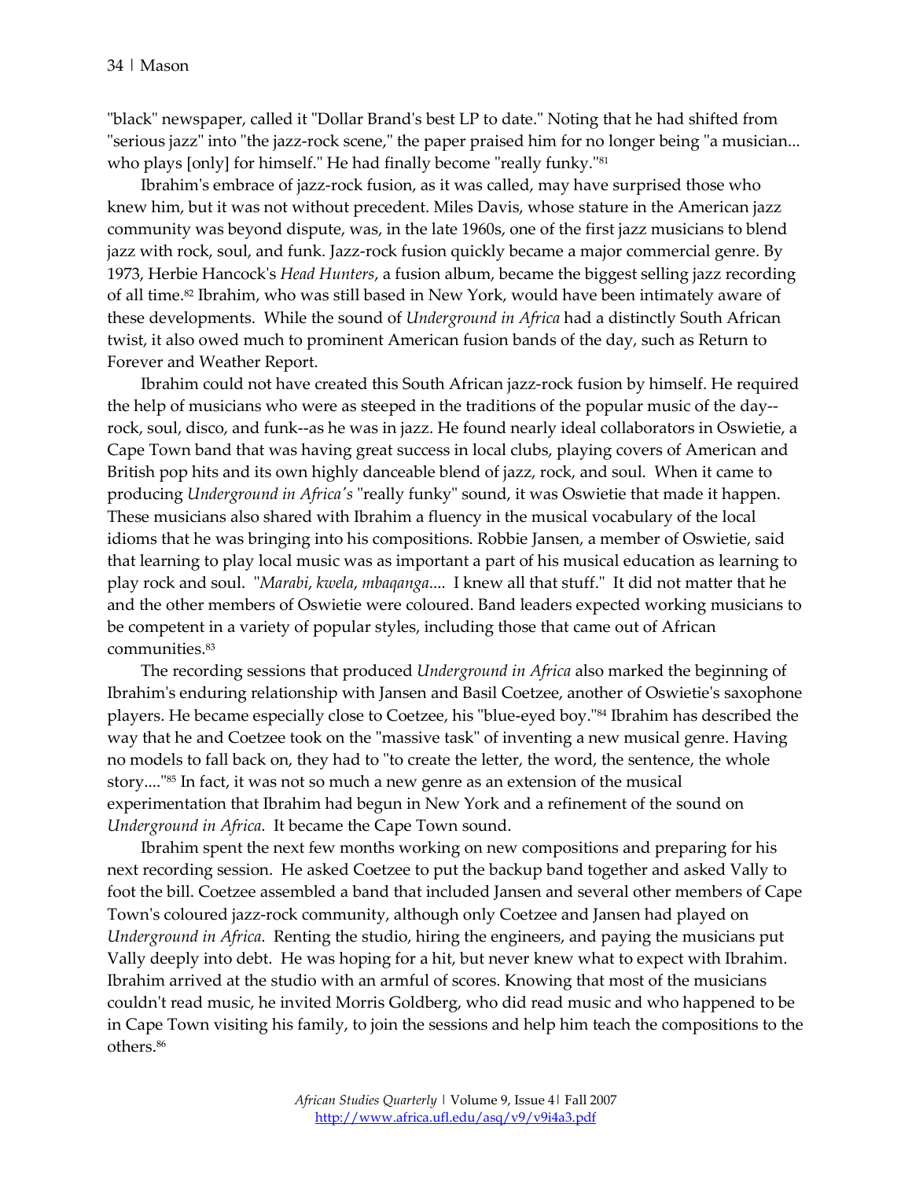"black" newspaper, called it "Dollar Brand's best LP to date." Noting that he had shifted from "serious jazz" into "the jazz-rock scene," the paper praised him for no longer being "a musician... who plays [only] for himself." He had finally become "really funky."[81]

Ibrahim's embrace of jazz-rock fusion, as it was called, may have surprised those who knew him, but it was not without precedent. Miles Davis, whose stature in the American jazz community was beyond dispute, was, in the late 1960s, one of the first jazz musicians to blend jazz with rock, soul, and funk. Jazz-rock fusion quickly became a major commercial genre. By 1973, Herbie Hancock's *Head Hunters*, a fusion album, became the biggest selling jazz recording of all time.[82] Ibrahim, who was still based in New York, would have been intimately aware of these developments. While the sound of *Underground in Africa* had a distinctly South African twist, it also owed much to prominent American fusion bands of the day, such as Return to Forever and Weather Report.

Ibrahim could not have created this South African jazz-rock fusion by himself. He required the help of musicians who were as steeped in the traditions of the popular music of the day--rock, soul, disco, and funk--as he was in jazz. He found nearly ideal collaborators in Oswietie, a Cape Town band that was having great success in local clubs, playing covers of American and British pop hits and its own highly danceable blend of jazz, rock, and soul. When it came to producing *Underground in Africa's* "really funky" sound, it was Oswietie that made it happen. These musicians also shared with Ibrahim a fluency in the musical vocabulary of the local idioms that he was bringing into his compositions. Robbie Jansen, a member of Oswietie, said that learning to play local music was as important a part of his musical education as learning to play rock and soul. "*Marabi*, *kwela*, *mbaqanga*.... I knew all that stuff." It did not matter that he and the other members of Oswietie were coloured. Band leaders expected working musicians to be competent in a variety of popular styles, including those that came out of African communities.[83]

The recording sessions that produced *Underground in Africa* also marked the beginning of Ibrahim's enduring relationship with Jansen and Basil Coetzee, another of Oswietie's saxophone players. He became especially close to Coetzee, his "blue-eyed boy."[84] Ibrahim has described the way that he and Coetzee took on the "massive task" of inventing a new musical genre. Having no models to fall back on, they had to "to create the letter, the word, the sentence, the whole story...."[85] In fact, it was not so much a new genre as an extension of the musical experimentation that Ibrahim had begun in New York and a refinement of the sound on *Underground in Africa*. It became the Cape Town sound.

Ibrahim spent the next few months working on new compositions and preparing for his next recording session. He asked Coetzee to put the backup band together and asked Vally to foot the bill. Coetzee assembled a band that included Jansen and several other members of Cape Town's coloured jazz-rock community, although only Coetzee and Jansen had played on *Underground in Africa*. Renting the studio, hiring the engineers, and paying the musicians put Vally deeply into debt. He was hoping for a hit, but never knew what to expect with Ibrahim. Ibrahim arrived at the studio with an armful of scores. Knowing that most of the musicians couldn't read music, he invited Morris Goldberg, who did read music and who happened to be in Cape Town visiting his family, to join the sessions and help him teach the compositions to the others.[86]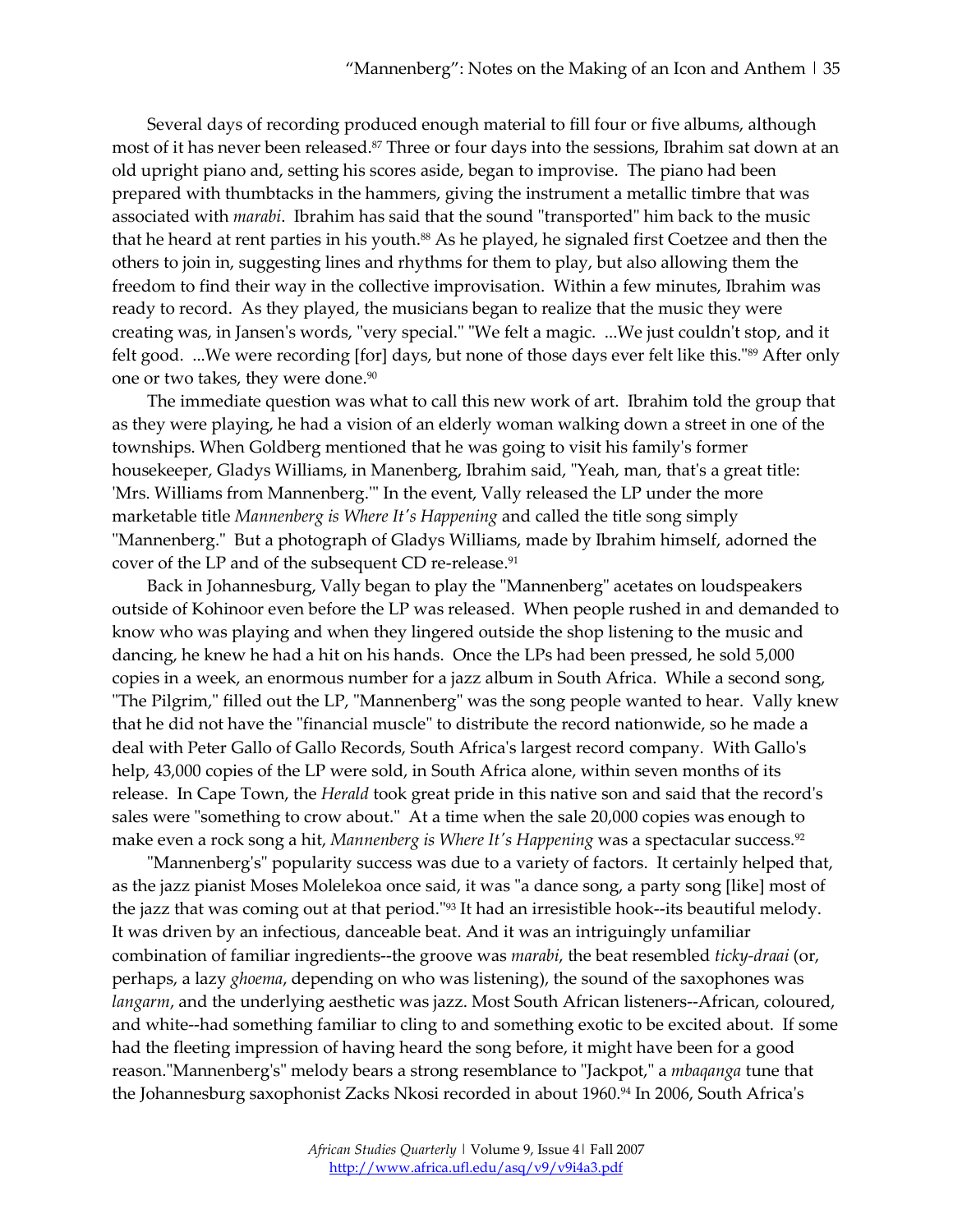Several days of recording produced enough material to fill four or five albums, although most of it has never been released.[87] Three or four days into the sessions, Ibrahim sat down at an old upright piano and, setting his scores aside, began to improvise. The piano had been prepared with thumbtacks in the hammers, giving the instrument a metallic timbre that was associated with *marabi*. Ibrahim has said that the sound "transported" him back to the music that he heard at rent parties in his youth.[88] As he played, he signaled first Coetzee and then the others to join in, suggesting lines and rhythms for them to play, but also allowing them the freedom to find their way in the collective improvisation. Within a few minutes, Ibrahim was ready to record. As they played, the musicians began to realize that the music they were creating was, in Jansen's words, "very special." "We felt a magic. ...We just couldn't stop, and it felt good. ...We were recording [for] days, but none of those days ever felt like this."[89] After only one or two takes, they were done.[90]

The immediate question was what to call this new work of art. Ibrahim told the group that as they were playing, he had a vision of an elderly woman walking down a street in one of the townships. When Goldberg mentioned that he was going to visit his family's former housekeeper, Gladys Williams, in Manenberg, Ibrahim said, "Yeah, man, that's a great title: 'Mrs. Williams from Mannenberg.'" In the event, Vally released the LP under the more marketable title *Mannenberg is Where It's Happening* and called the title song simply "Mannenberg." But a photograph of Gladys Williams, made by Ibrahim himself, adorned the cover of the LP and of the subsequent CD re-release.[91]

Back in Johannesburg, Vally began to play the "Mannenberg" acetates on loudspeakers outside of Kohinoor even before the LP was released. When people rushed in and demanded to know who was playing and when they lingered outside the shop listening to the music and dancing, he knew he had a hit on his hands. Once the LPs had been pressed, he sold 5,000 copies in a week, an enormous number for a jazz album in South Africa. While a second song, "The Pilgrim," filled out the LP, "Mannenberg" was the song people wanted to hear. Vally knew that he did not have the "financial muscle" to distribute the record nationwide, so he made a deal with Peter Gallo of Gallo Records, South Africa's largest record company. With Gallo's help, 43,000 copies of the LP were sold, in South Africa alone, within seven months of its release. In Cape Town, the *Herald* took great pride in this native son and said that the record's sales were "something to crow about." At a time when the sale 20,000 copies was enough to make even a rock song a hit, *Mannenberg is Where It's Happening* was a spectacular success.[92]

"Mannenberg's" popularity success was due to a variety of factors. It certainly helped that, as the jazz pianist Moses Molelekoa once said, it was "a dance song, a party song [like] most of the jazz that was coming out at that period."[93] It had an irresistible hook--its beautiful melody. It was driven by an infectious, danceable beat. And it was an intriguingly unfamiliar combination of familiar ingredients--the groove was *marabi*, the beat resembled *ticky-draai* (or, perhaps, a lazy *ghoema*, depending on who was listening), the sound of the saxophones was *langarm*, and the underlying aesthetic was jazz. Most South African listeners--African, coloured, and white--had something familiar to cling to and something exotic to be excited about. If some had the fleeting impression of having heard the song before, it might have been for a good reason."Mannenberg's" melody bears a strong resemblance to "Jackpot," a *mbaqanga* tune that the Johannesburg saxophonist Zacks Nkosi recorded in about 1960.[94] In 2006, South Africa's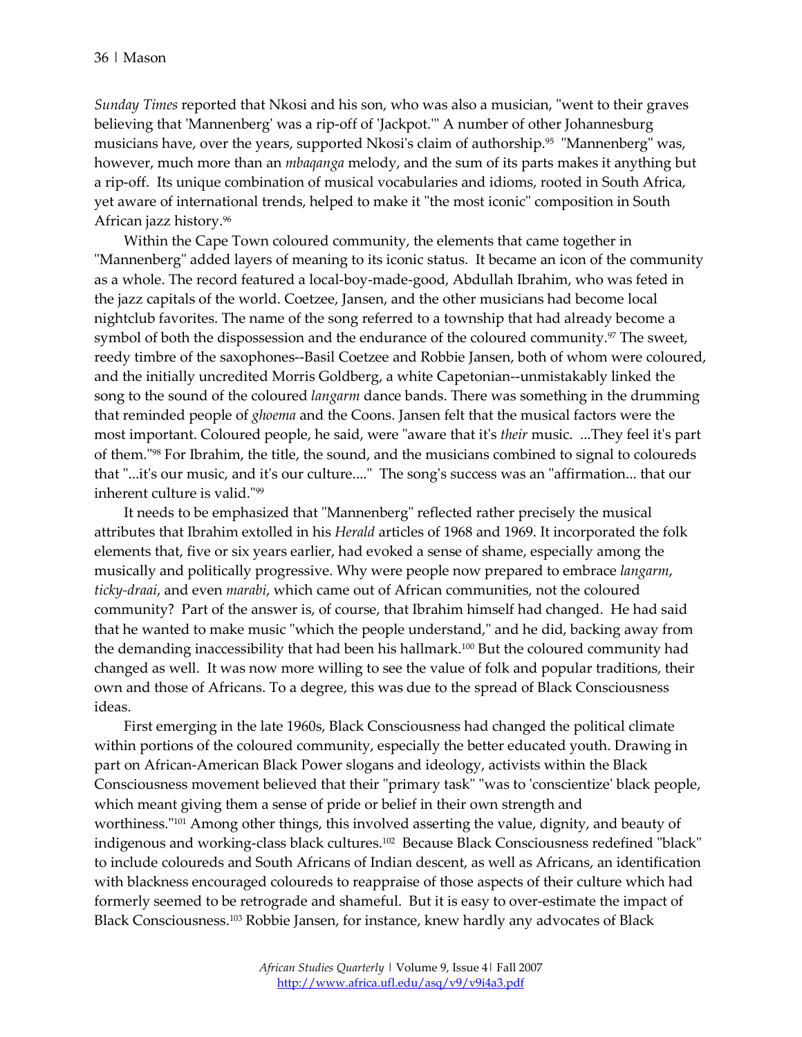*Sunday Times* reported that Nkosi and his son, who was also a musician, "went to their graves believing that 'Mannenberg' was a rip-off of 'Jackpot.'" A number of other Johannesburg musicians have, over the years, supported Nkosi's claim of authorship.[95] "Mannenberg" was, however, much more than an *mbaqanga* melody, and the sum of its parts makes it anything but a rip-off. Its unique combination of musical vocabularies and idioms, rooted in South Africa, yet aware of international trends, helped to make it "the most iconic" composition in South African jazz history.[96]

Within the Cape Town coloured community, the elements that came together in "Mannenberg" added layers of meaning to its iconic status. It became an icon of the community as a whole. The record featured a local-boy-made-good, Abdullah Ibrahim, who was feted in the jazz capitals of the world. Coetzee, Jansen, and the other musicians had become local nightclub favorites. The name of the song referred to a township that had already become a symbol of both the dispossession and the endurance of the coloured community.[97] The sweet, reedy timbre of the saxophones--Basil Coetzee and Robbie Jansen, both of whom were coloured, and the initially uncredited Morris Goldberg, a white Capetonian--unmistakably linked the song to the sound of the coloured *langarm* dance bands. There was something in the drumming that reminded people of *ghoema* and the Coons. Jansen felt that the musical factors were the most important. Coloured people, he said, were "aware that it's *their* music. ...They feel it's part of them."[98] For Ibrahim, the title, the sound, and the musicians combined to signal to coloureds that "...it's our music, and it's our culture...." The song's success was an "affirmation... that our inherent culture is valid."[99]

It needs to be emphasized that "Mannenberg" reflected rather precisely the musical attributes that Ibrahim extolled in his *Herald* articles of 1968 and 1969. It incorporated the folk elements that, five or six years earlier, had evoked a sense of shame, especially among the musically and politically progressive. Why were people now prepared to embrace *langarm*, *ticky-draai*, and even *marabi*, which came out of African communities, not the coloured community? Part of the answer is, of course, that Ibrahim himself had changed. He had said that he wanted to make music "which the people understand," and he did, backing away from the demanding inaccessibility that had been his hallmark.[100] But the coloured community had changed as well. It was now more willing to see the value of folk and popular traditions, their own and those of Africans. To a degree, this was due to the spread of Black Consciousness ideas.

First emerging in the late 1960s, Black Consciousness had changed the political climate within portions of the coloured community, especially the better educated youth. Drawing in part on African-American Black Power slogans and ideology, activists within the Black Consciousness movement believed that their "primary task" "was to 'conscientize' black people, which meant giving them a sense of pride or belief in their own strength and worthiness."[101] Among other things, this involved asserting the value, dignity, and beauty of indigenous and working-class black cultures.[102] Because Black Consciousness redefined "black" to include coloureds and South Africans of Indian descent, as well as Africans, an identification with blackness encouraged coloureds to reappraise of those aspects of their culture which had formerly seemed to be retrograde and shameful. But it is easy to over-estimate the impact of Black Consciousness.[103] Robbie Jansen, for instance, knew hardly any advocates of Black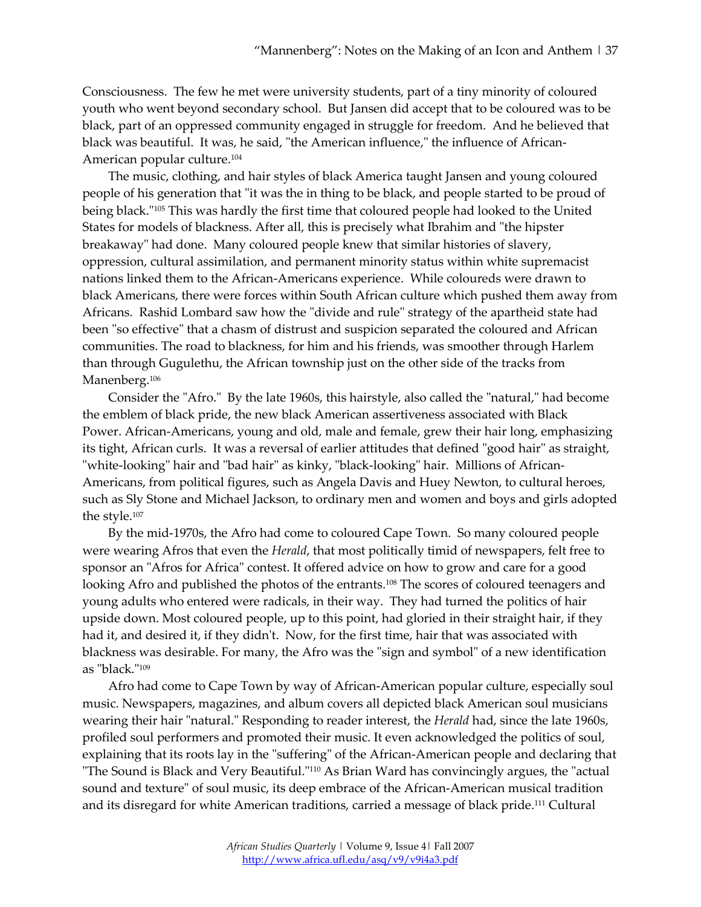Consciousness. The few he met were university students, part of a tiny minority of coloured youth who went beyond secondary school. But Jansen did accept that to be coloured was to be black, part of an oppressed community engaged in struggle for freedom. And he believed that black was beautiful. It was, he said, "the American influence," the influence of African-American popular culture.[104]

The music, clothing, and hair styles of black America taught Jansen and young coloured people of his generation that "it was the in thing to be black, and people started to be proud of being black."[105] This was hardly the first time that coloured people had looked to the United States for models of blackness. After all, this is precisely what Ibrahim and "the hipster breakaway" had done. Many coloured people knew that similar histories of slavery, oppression, cultural assimilation, and permanent minority status within white supremacist nations linked them to the African-Americans experience. While coloureds were drawn to black Americans, there were forces within South African culture which pushed them away from Africans. Rashid Lombard saw how the "divide and rule" strategy of the apartheid state had been "so effective" that a chasm of distrust and suspicion separated the coloured and African communities. The road to blackness, for him and his friends, was smoother through Harlem than through Gugulethu, the African township just on the other side of the tracks from Manenberg.[106]

Consider the "Afro." By the late 1960s, this hairstyle, also called the "natural," had become the emblem of black pride, the new black American assertiveness associated with Black Power. African-Americans, young and old, male and female, grew their hair long, emphasizing its tight, African curls. It was a reversal of earlier attitudes that defined "good hair" as straight, "white-looking" hair and "bad hair" as kinky, "black-looking" hair. Millions of African-Americans, from political figures, such as Angela Davis and Huey Newton, to cultural heroes, such as Sly Stone and Michael Jackson, to ordinary men and women and boys and girls adopted the style.[107]

By the mid-1970s, the Afro had come to coloured Cape Town. So many coloured people were wearing Afros that even the *Herald*, that most politically timid of newspapers, felt free to sponsor an "Afros for Africa" contest. It offered advice on how to grow and care for a good looking Afro and published the photos of the entrants.[108] The scores of coloured teenagers and young adults who entered were radicals, in their way. They had turned the politics of hair upside down. Most coloured people, up to this point, had gloried in their straight hair, if they had it, and desired it, if they didn't. Now, for the first time, hair that was associated with blackness was desirable. For many, the Afro was the "sign and symbol" of a new identification as "black."[109]

Afro had come to Cape Town by way of African-American popular culture, especially soul music. Newspapers, magazines, and album covers all depicted black American soul musicians wearing their hair "natural." Responding to reader interest, the *Herald* had, since the late 1960s, profiled soul performers and promoted their music. It even acknowledged the politics of soul, explaining that its roots lay in the "suffering" of the African-American people and declaring that "The Sound is Black and Very Beautiful."[110] As Brian Ward has convincingly argues, the "actual sound and texture" of soul music, its deep embrace of the African-American musical tradition and its disregard for white American traditions, carried a message of black pride.[111] Cultural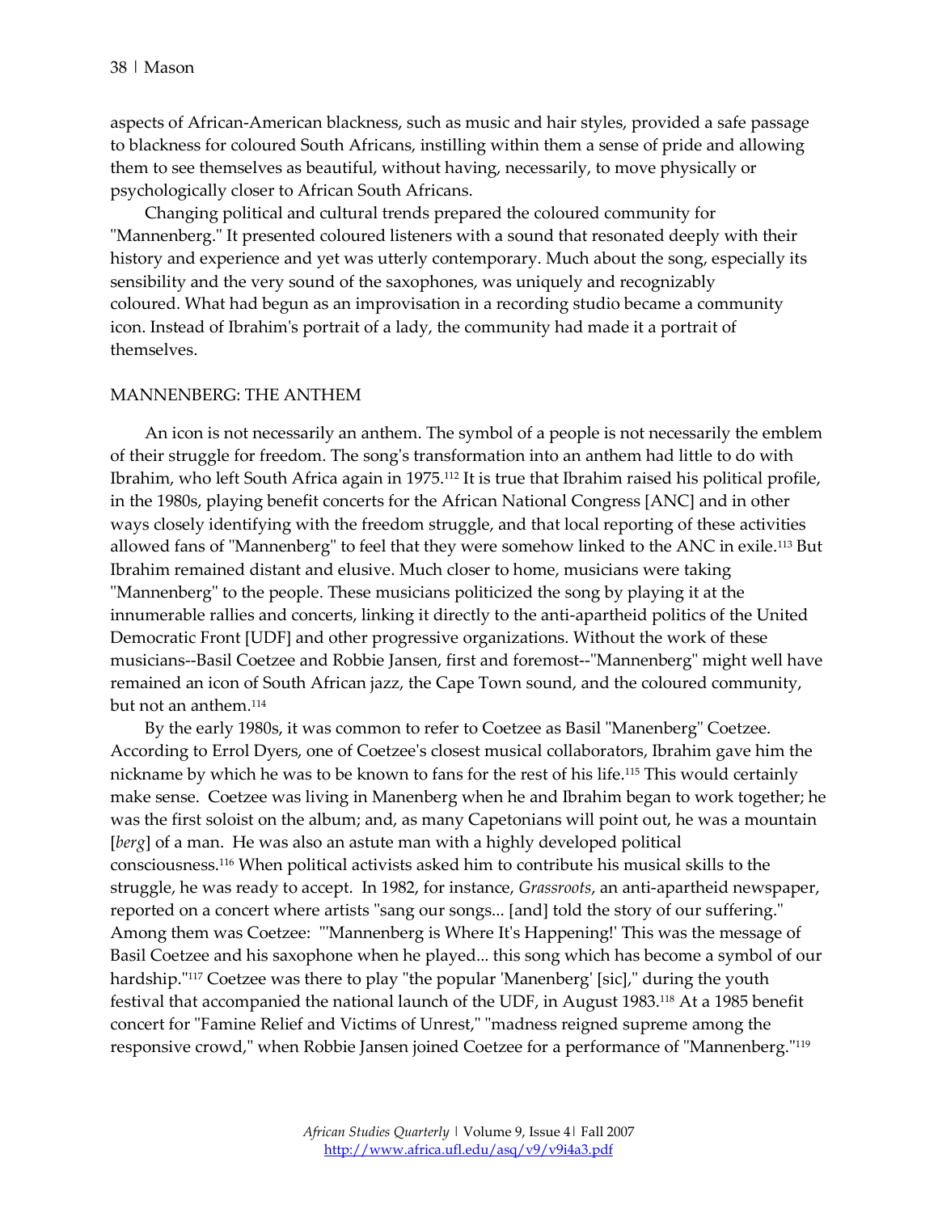aspects of African-American blackness, such as music and hair styles, provided a safe passage to blackness for coloured South Africans, instilling within them a sense of pride and allowing them to see themselves as beautiful, without having, necessarily, to move physically or psychologically closer to African South Africans.

Changing political and cultural trends prepared the coloured community for "Mannenberg." It presented coloured listeners with a sound that resonated deeply with their history and experience and yet was utterly contemporary. Much about the song, especially its sensibility and the very sound of the saxophones, was uniquely and recognizably coloured. What had begun as an improvisation in a recording studio became a community icon. Instead of Ibrahim's portrait of a lady, the community had made it a portrait of themselves.

## MANNENBERG: THE ANTHEM

An icon is not necessarily an anthem. The symbol of a people is not necessarily the emblem of their struggle for freedom. The song's transformation into an anthem had little to do with Ibrahim, who left South Africa again in 1975.[112] It is true that Ibrahim raised his political profile, in the 1980s, playing benefit concerts for the African National Congress [ANC] and in other ways closely identifying with the freedom struggle, and that local reporting of these activities allowed fans of "Mannenberg" to feel that they were somehow linked to the ANC in exile.[113] But Ibrahim remained distant and elusive. Much closer to home, musicians were taking "Mannenberg" to the people. These musicians politicized the song by playing it at the innumerable rallies and concerts, linking it directly to the anti-apartheid politics of the United Democratic Front [UDF] and other progressive organizations. Without the work of these musicians--Basil Coetzee and Robbie Jansen, first and foremost--"Mannenberg" might well have remained an icon of South African jazz, the Cape Town sound, and the coloured community, but not an anthem.[114]

By the early 1980s, it was common to refer to Coetzee as Basil "Manenberg" Coetzee. According to Errol Dyers, one of Coetzee's closest musical collaborators, Ibrahim gave him the nickname by which he was to be known to fans for the rest of his life.[115] This would certainly make sense. Coetzee was living in Manenberg when he and Ibrahim began to work together; he was the first soloist on the album; and, as many Capetonians will point out, he was a mountain [*berg*] of a man. He was also an astute man with a highly developed political consciousness.[116] When political activists asked him to contribute his musical skills to the struggle, he was ready to accept. In 1982, for instance, *Grassroots*, an anti-apartheid newspaper, reported on a concert where artists "sang our songs... [and] told the story of our suffering." Among them was Coetzee: "'Mannenberg is Where It's Happening!' This was the message of Basil Coetzee and his saxophone when he played... this song which has become a symbol of our hardship."[117] Coetzee was there to play "the popular 'Manenberg' [sic]," during the youth festival that accompanied the national launch of the UDF, in August 1983.[118] At a 1985 benefit concert for "Famine Relief and Victims of Unrest," "madness reigned supreme among the responsive crowd," when Robbie Jansen joined Coetzee for a performance of "Mannenberg."[119]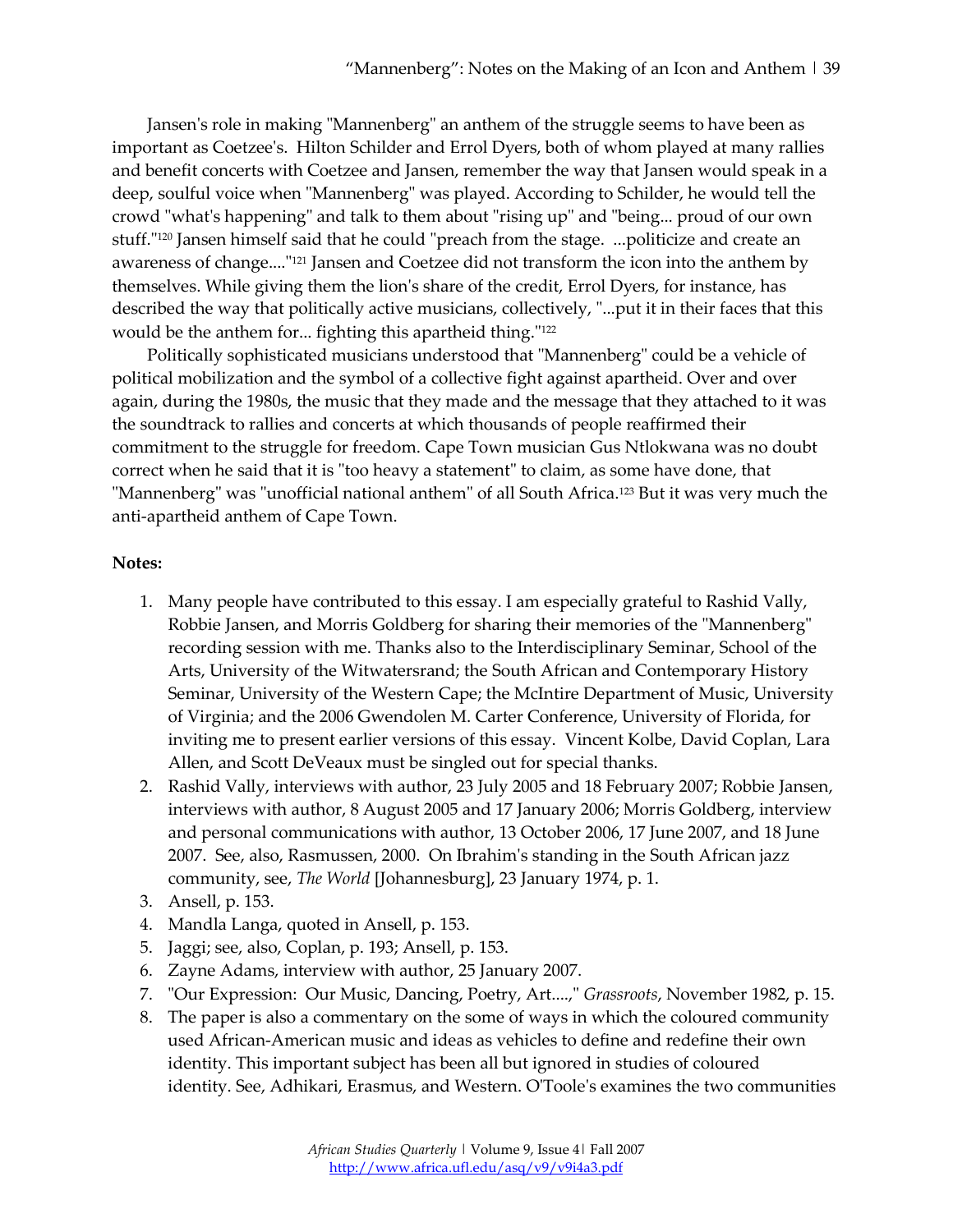Jansen's role in making "Mannenberg" an anthem of the struggle seems to have been as important as Coetzee's. Hilton Schilder and Errol Dyers, both of whom played at many rallies and benefit concerts with Coetzee and Jansen, remember the way that Jansen would speak in a deep, soulful voice when "Mannenberg" was played. According to Schilder, he would tell the crowd "what's happening" and talk to them about "rising up" and "being... proud of our own stuff."[120] Jansen himself said that he could "preach from the stage. ...politicize and create an awareness of change...."[121] Jansen and Coetzee did not transform the icon into the anthem by themselves. While giving them the lion's share of the credit, Errol Dyers, for instance, has described the way that politically active musicians, collectively, "...put it in their faces that this would be the anthem for... fighting this apartheid thing."[122]

Politically sophisticated musicians understood that "Mannenberg" could be a vehicle of political mobilization and the symbol of a collective fight against apartheid. Over and over again, during the 1980s, the music that they made and the message that they attached to it was the soundtrack to rallies and concerts at which thousands of people reaffirmed their commitment to the struggle for freedom. Cape Town musician Gus Ntlokwana was no doubt correct when he said that it is "too heavy a statement" to claim, as some have done, that "Mannenberg" was "unofficial national anthem" of all South Africa.[123] But it was very much the anti-apartheid anthem of Cape Town.

**Notes:**

1. Many people have contributed to this essay. I am especially grateful to Rashid Vally, Robbie Jansen, and Morris Goldberg for sharing their memories of the "Mannenberg" recording session with me. Thanks also to the Interdisciplinary Seminar, School of the Arts, University of the Witwatersrand; the South African and Contemporary History Seminar, University of the Western Cape; the McIntire Department of Music, University of Virginia; and the 2006 Gwendolen M. Carter Conference, University of Florida, for inviting me to present earlier versions of this essay. Vincent Kolbe, David Coplan, Lara Allen, and Scott DeVeaux must be singled out for special thanks.
2. Rashid Vally, interviews with author, 23 July 2005 and 18 February 2007; Robbie Jansen, interviews with author, 8 August 2005 and 17 January 2006; Morris Goldberg, interview and personal communications with author, 13 October 2006, 17 June 2007, and 18 June 2007. See, also, Rasmussen, 2000. On Ibrahim's standing in the South African jazz community, see, *The World* [Johannesburg], 23 January 1974, p. 1.
3. Ansell, p. 153.
4. Mandla Langa, quoted in Ansell, p. 153.
5. Jaggi; see, also, Coplan, p. 193; Ansell, p. 153.
6. Zayne Adams, interview with author, 25 January 2007.
7. "Our Expression: Our Music, Dancing, Poetry, Art....," *Grassroots*, November 1982, p. 15.
8. The paper is also a commentary on the some of ways in which the coloured community used African-American music and ideas as vehicles to define and redefine their own identity. This important subject has been all but ignored in studies of coloured identity. See, Adhikari, Erasmus, and Western. O'Toole's examines the two communities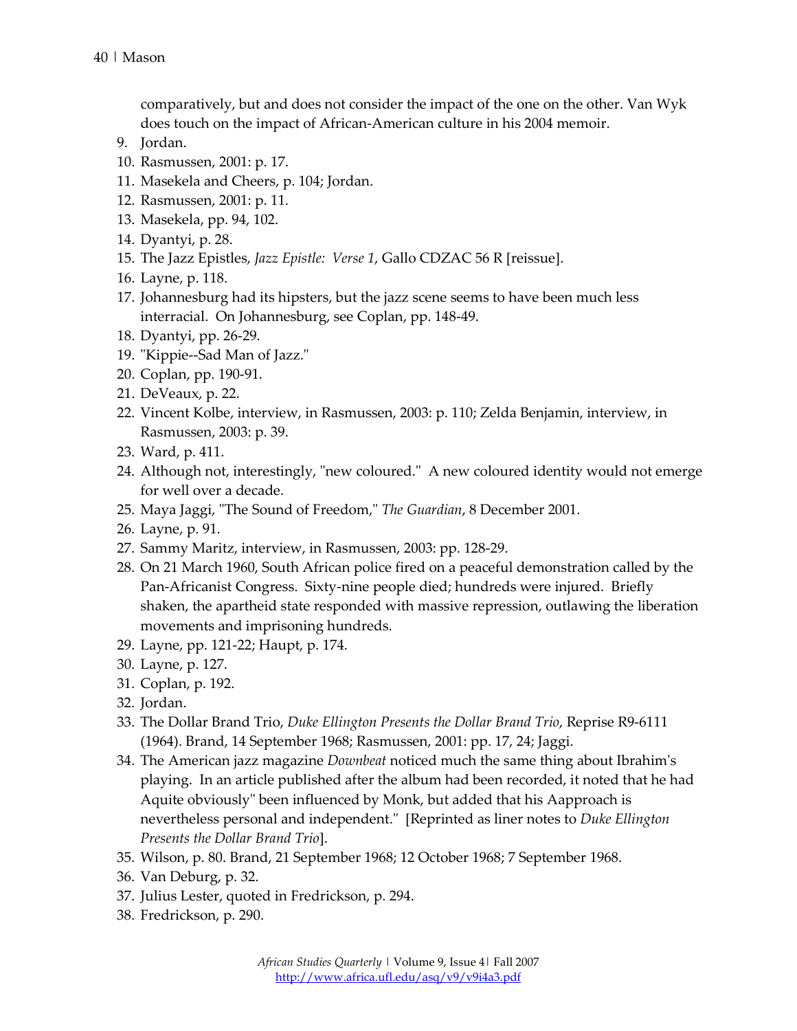comparatively, but and does not consider the impact of the one on the other. Van Wyk does touch on the impact of African-American culture in his 2004 memoir.

9. Jordan.
10. Rasmussen, 2001: p. 17.
11. Masekela and Cheers, p. 104; Jordan.
12. Rasmussen, 2001: p. 11.
13. Masekela, pp. 94, 102.
14. Dyantyi, p. 28.
15. The Jazz Epistles, *Jazz Epistle: Verse 1*, Gallo CDZAC 56 R [reissue].
16. Layne, p. 118.
17. Johannesburg had its hipsters, but the jazz scene seems to have been much less interracial. On Johannesburg, see Coplan, pp. 148-49.
18. Dyantyi, pp. 26-29.
19. "Kippie--Sad Man of Jazz."
20. Coplan, pp. 190-91.
21. DeVeaux, p. 22.
22. Vincent Kolbe, interview, in Rasmussen, 2003: p. 110; Zelda Benjamin, interview, in Rasmussen, 2003: p. 39.
23. Ward, p. 411.
24. Although not, interestingly, "new coloured." A new coloured identity would not emerge for well over a decade.
25. Maya Jaggi, "The Sound of Freedom," *The Guardian*, 8 December 2001.
26. Layne, p. 91.
27. Sammy Maritz, interview, in Rasmussen, 2003: pp. 128-29.
28. On 21 March 1960, South African police fired on a peaceful demonstration called by the Pan-Africanist Congress. Sixty-nine people died; hundreds were injured. Briefly shaken, the apartheid state responded with massive repression, outlawing the liberation movements and imprisoning hundreds.
29. Layne, pp. 121-22; Haupt, p. 174.
30. Layne, p. 127.
31. Coplan, p. 192.
32. Jordan.
33. The Dollar Brand Trio, *Duke Ellington Presents the Dollar Brand Trio*, Reprise R9-6111 (1964). Brand, 14 September 1968; Rasmussen, 2001: pp. 17, 24; Jaggi.
34. The American jazz magazine *Downbeat* noticed much the same thing about Ibrahim's playing. In an article published after the album had been recorded, it noted that he had Aquite obviously" been influenced by Monk, but added that his Aapproach is nevertheless personal and independent." [Reprinted as liner notes to *Duke Ellington Presents the Dollar Brand Trio*].
35. Wilson, p. 80. Brand, 21 September 1968; 12 October 1968; 7 September 1968.
36. Van Deburg, p. 32.
37. Julius Lester, quoted in Fredrickson, p. 294.
38. Fredrickson, p. 290.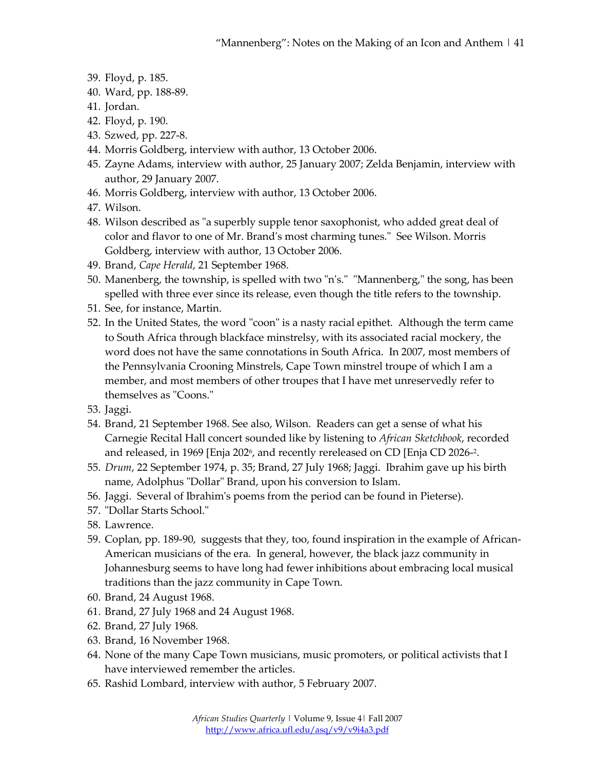39. Floyd, p. 185.
40. Ward, pp. 188-89.
41. Jordan.
42. Floyd, p. 190.
43. Szwed, pp. 227-8.
44. Morris Goldberg, interview with author, 13 October 2006.
45. Zayne Adams, interview with author, 25 January 2007; Zelda Benjamin, interview with author, 29 January 2007.
46. Morris Goldberg, interview with author, 13 October 2006.
47. Wilson.
48. Wilson described as "a superbly supple tenor saxophonist, who added great deal of color and flavor to one of Mr. Brand's most charming tunes." See Wilson. Morris Goldberg, interview with author, 13 October 2006.
49. Brand, *Cape Herald*, 21 September 1968.
50. Manenberg, the township, is spelled with two "n's." "Mannenberg," the song, has been spelled with three ever since its release, even though the title refers to the township.
51. See, for instance, Martin.
52. In the United States, the word "coon" is a nasty racial epithet. Although the term came to South Africa through blackface minstrelsy, with its associated racial mockery, the word does not have the same connotations in South Africa. In 2007, most members of the Pennsylvania Crooning Minstrels, Cape Town minstrel troupe of which I am a member, and most members of other troupes that I have met unreservedly refer to themselves as "Coons."
53. Jaggi.
54. Brand, 21 September 1968. See also, Wilson. Readers can get a sense of what his Carnegie Recital Hall concert sounded like by listening to *African Sketchbook*, recorded and released, in 1969 [Enja 202[6], and recently rereleased on CD [Enja CD 2026-[2].
55. *Drum*, 22 September 1974, p. 35; Brand, 27 July 1968; Jaggi. Ibrahim gave up his birth name, Adolphus "Dollar" Brand, upon his conversion to Islam.
56. Jaggi. Several of Ibrahim's poems from the period can be found in Pieterse).
57. "Dollar Starts School."
58. Lawrence.
59. Coplan, pp. 189-90, suggests that they, too, found inspiration in the example of African-American musicians of the era. In general, however, the black jazz community in Johannesburg seems to have long had fewer inhibitions about embracing local musical traditions than the jazz community in Cape Town.
60. Brand, 24 August 1968.
61. Brand, 27 July 1968 and 24 August 1968.
62. Brand, 27 July 1968.
63. Brand, 16 November 1968.
64. None of the many Cape Town musicians, music promoters, or political activists that I have interviewed remember the articles.
65. Rashid Lombard, interview with author, 5 February 2007.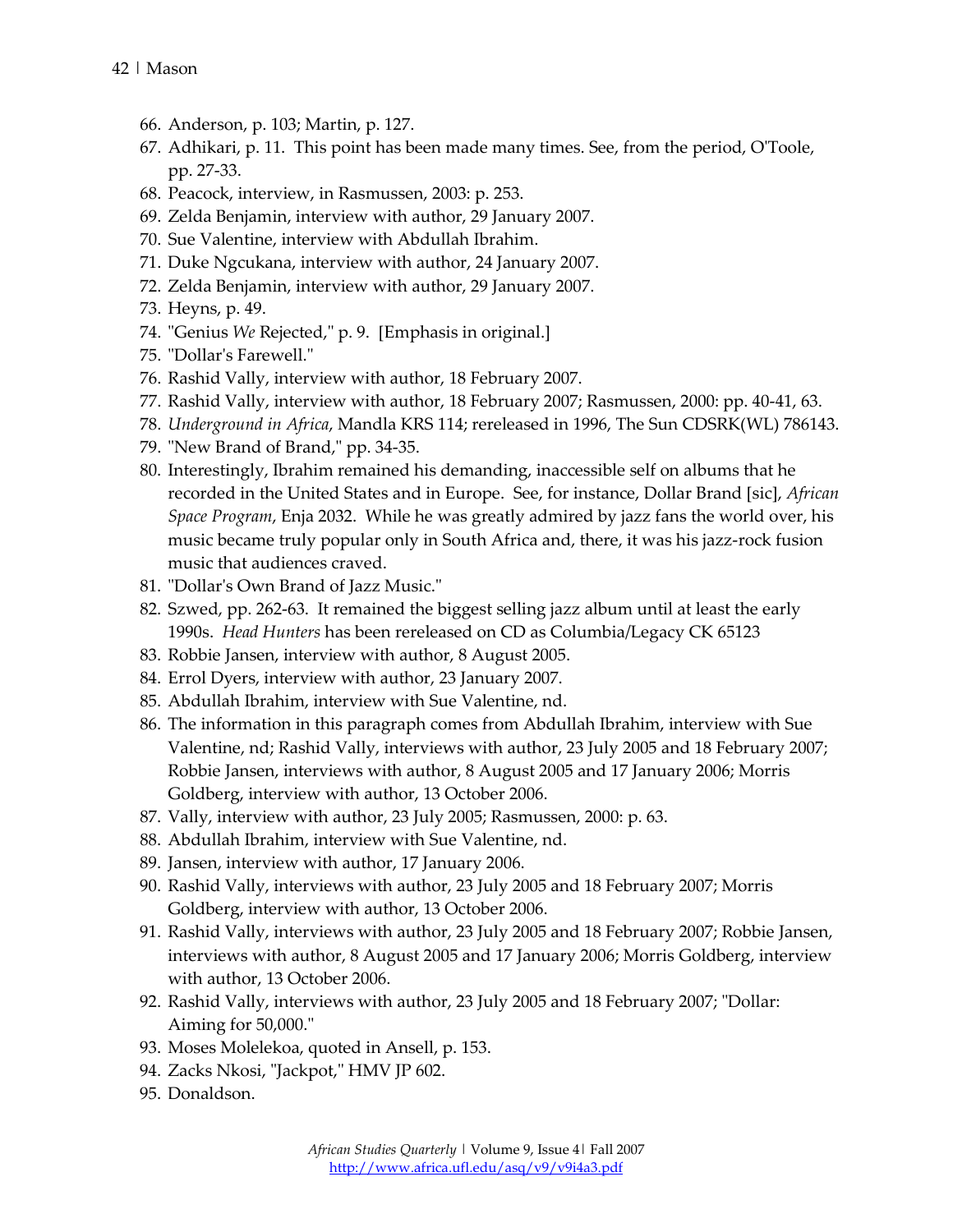66. Anderson, p. 103; Martin, p. 127.
67. Adhikari, p. 11. This point has been made many times. See, from the period, O'Toole, pp. 27-33.
68. Peacock, interview, in Rasmussen, 2003: p. 253.
69. Zelda Benjamin, interview with author, 29 January 2007.
70. Sue Valentine, interview with Abdullah Ibrahim.
71. Duke Ngcukana, interview with author, 24 January 2007.
72. Zelda Benjamin, interview with author, 29 January 2007.
73. Heyns, p. 49.
74. "Genius *We* Rejected," p. 9. [Emphasis in original.]
75. "Dollar's Farewell."
76. Rashid Vally, interview with author, 18 February 2007.
77. Rashid Vally, interview with author, 18 February 2007; Rasmussen, 2000: pp. 40-41, 63.
78. *Underground in Africa*, Mandla KRS 114; rereleased in 1996, The Sun CDSRK(WL) 786143.
79. "New Brand of Brand," pp. 34-35.
80. Interestingly, Ibrahim remained his demanding, inaccessible self on albums that he recorded in the United States and in Europe. See, for instance, Dollar Brand [sic], *African Space Program*, Enja 2032. While he was greatly admired by jazz fans the world over, his music became truly popular only in South Africa and, there, it was his jazz-rock fusion music that audiences craved.
81. "Dollar's Own Brand of Jazz Music."
82. Szwed, pp. 262-63. It remained the biggest selling jazz album until at least the early 1990s. *Head Hunters* has been rereleased on CD as Columbia/Legacy CK 65123
83. Robbie Jansen, interview with author, 8 August 2005.
84. Errol Dyers, interview with author, 23 January 2007.
85. Abdullah Ibrahim, interview with Sue Valentine, nd.
86. The information in this paragraph comes from Abdullah Ibrahim, interview with Sue Valentine, nd; Rashid Vally, interviews with author, 23 July 2005 and 18 February 2007; Robbie Jansen, interviews with author, 8 August 2005 and 17 January 2006; Morris Goldberg, interview with author, 13 October 2006.
87. Vally, interview with author, 23 July 2005; Rasmussen, 2000: p. 63.
88. Abdullah Ibrahim, interview with Sue Valentine, nd.
89. Jansen, interview with author, 17 January 2006.
90. Rashid Vally, interviews with author, 23 July 2005 and 18 February 2007; Morris Goldberg, interview with author, 13 October 2006.
91. Rashid Vally, interviews with author, 23 July 2005 and 18 February 2007; Robbie Jansen, interviews with author, 8 August 2005 and 17 January 2006; Morris Goldberg, interview with author, 13 October 2006.
92. Rashid Vally, interviews with author, 23 July 2005 and 18 February 2007; "Dollar: Aiming for 50,000."
93. Moses Molelekoa, quoted in Ansell, p. 153.
94. Zacks Nkosi, "Jackpot," HMV JP 602.
95. Donaldson.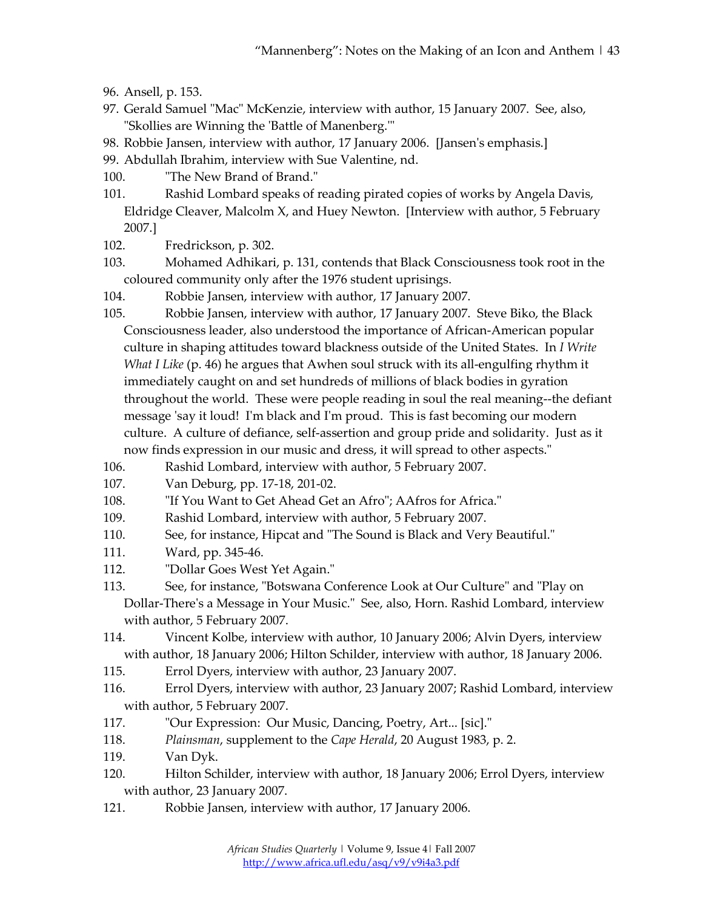96. Ansell, p. 153.
97. Gerald Samuel "Mac" McKenzie, interview with author, 15 January 2007. See, also, "Skollies are Winning the 'Battle of Manenberg.'"
98. Robbie Jansen, interview with author, 17 January 2006. [Jansen's emphasis.]
99. Abdullah Ibrahim, interview with Sue Valentine, nd.
100. "The New Brand of Brand."
101. Rashid Lombard speaks of reading pirated copies of works by Angela Davis, Eldridge Cleaver, Malcolm X, and Huey Newton. [Interview with author, 5 February 2007.]
102. Fredrickson, p. 302.
103. Mohamed Adhikari, p. 131, contends that Black Consciousness took root in the coloured community only after the 1976 student uprisings.
104. Robbie Jansen, interview with author, 17 January 2007.
105. Robbie Jansen, interview with author, 17 January 2007. Steve Biko, the Black Consciousness leader, also understood the importance of African-American popular culture in shaping attitudes toward blackness outside of the United States. In *I Write What I Like* (p. 46) he argues that Awhen soul struck with its all-engulfing rhythm it immediately caught on and set hundreds of millions of black bodies in gyration throughout the world. These were people reading in soul the real meaning--the defiant message 'say it loud! I'm black and I'm proud. This is fast becoming our modern culture. A culture of defiance, self-assertion and group pride and solidarity. Just as it now finds expression in our music and dress, it will spread to other aspects."
106. Rashid Lombard, interview with author, 5 February 2007.
107. Van Deburg, pp. 17-18, 201-02.
108. "If You Want to Get Ahead Get an Afro"; AAfros for Africa."
109. Rashid Lombard, interview with author, 5 February 2007.
110. See, for instance, Hipcat and "The Sound is Black and Very Beautiful."
111. Ward, pp. 345-46.
112. "Dollar Goes West Yet Again."
113. See, for instance, "Botswana Conference Look at Our Culture" and "Play on Dollar-There's a Message in Your Music." See, also, Horn. Rashid Lombard, interview with author, 5 February 2007.
114. Vincent Kolbe, interview with author, 10 January 2006; Alvin Dyers, interview with author, 18 January 2006; Hilton Schilder, interview with author, 18 January 2006.
115. Errol Dyers, interview with author, 23 January 2007.
116. Errol Dyers, interview with author, 23 January 2007; Rashid Lombard, interview with author, 5 February 2007.
117. "Our Expression: Our Music, Dancing, Poetry, Art... [sic]."
118. *Plainsman*, supplement to the *Cape Herald*, 20 August 1983, p. 2.
119. Van Dyk.
120. Hilton Schilder, interview with author, 18 January 2006; Errol Dyers, interview with author, 23 January 2007.
121. Robbie Jansen, interview with author, 17 January 2006.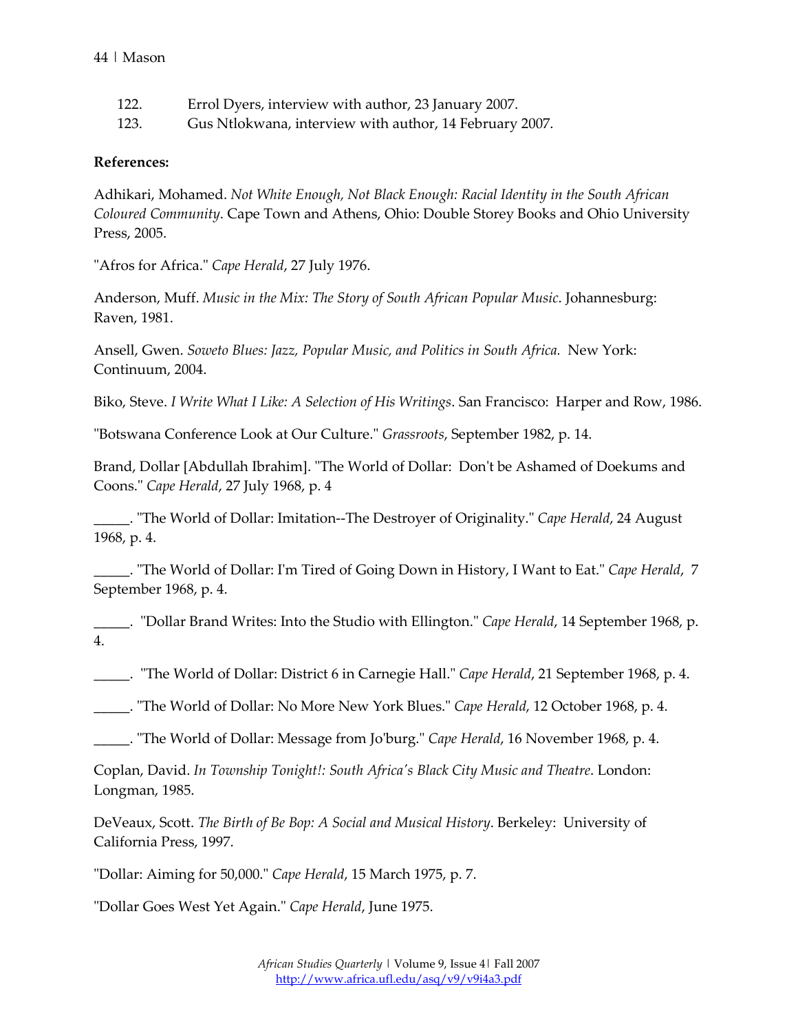122. Errol Dyers, interview with author, 23 January 2007.
123. Gus Ntlokwana, interview with author, 14 February 2007.

**References:**

Adhikari, Mohamed. *Not White Enough, Not Black Enough: Racial Identity in the South African Coloured Community*. Cape Town and Athens, Ohio: Double Storey Books and Ohio University Press, 2005.

"Afros for Africa." *Cape Herald*, 27 July 1976.

Anderson, Muff. *Music in the Mix: The Story of South African Popular Music*. Johannesburg: Raven, 1981.

Ansell, Gwen. *Soweto Blues: Jazz, Popular Music, and Politics in South Africa.* New York: Continuum, 2004.

Biko, Steve. *I Write What I Like: A Selection of His Writings*. San Francisco: Harper and Row, 1986.

"Botswana Conference Look at Our Culture." *Grassroots*, September 1982, p. 14.

Brand, Dollar [Abdullah Ibrahim]. "The World of Dollar: Don't be Ashamed of Doekums and Coons." *Cape Herald*, 27 July 1968, p. 4

_____. "The World of Dollar: Imitation--The Destroyer of Originality." *Cape Herald*, 24 August 1968, p. 4.

_____. "The World of Dollar: I'm Tired of Going Down in History, I Want to Eat." *Cape Herald*, 7 September 1968, p. 4.

_____. "Dollar Brand Writes: Into the Studio with Ellington." *Cape Herald*, 14 September 1968, p. 4.

_____. "The World of Dollar: District 6 in Carnegie Hall." *Cape Herald*, 21 September 1968, p. 4.

_____. "The World of Dollar: No More New York Blues." *Cape Herald*, 12 October 1968, p. 4.

_____. "The World of Dollar: Message from Jo'burg." *Cape Herald*, 16 November 1968, p. 4.

Coplan, David. *In Township Tonight!: South Africa's Black City Music and Theatre*. London: Longman, 1985.

DeVeaux, Scott. *The Birth of Be Bop: A Social and Musical History*. Berkeley: University of California Press, 1997.

"Dollar: Aiming for 50,000." *Cape Herald*, 15 March 1975, p. 7.

"Dollar Goes West Yet Again." *Cape Herald*, June 1975.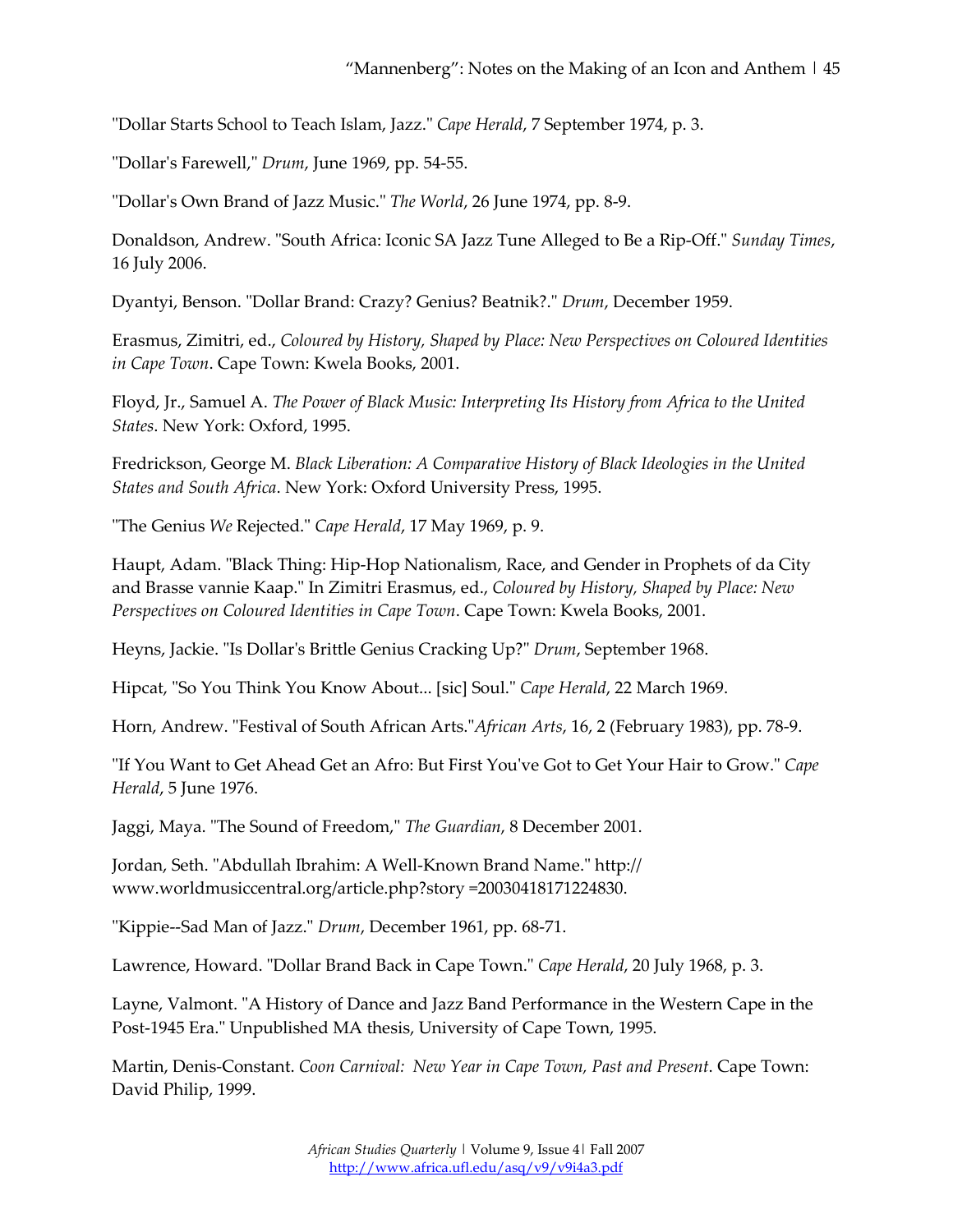"Dollar Starts School to Teach Islam, Jazz." *Cape Herald*, 7 September 1974, p. 3.

"Dollar's Farewell," *Drum*, June 1969, pp. 54-55.

"Dollar's Own Brand of Jazz Music." *The World*, 26 June 1974, pp. 8-9.

Donaldson, Andrew. "South Africa: Iconic SA Jazz Tune Alleged to Be a Rip-Off." *Sunday Times*, 16 July 2006.

Dyantyi, Benson. "Dollar Brand: Crazy? Genius? Beatnik?." *Drum*, December 1959.

Erasmus, Zimitri, ed., *Coloured by History, Shaped by Place: New Perspectives on Coloured Identities in Cape Town*. Cape Town: Kwela Books, 2001.

Floyd, Jr., Samuel A. *The Power of Black Music: Interpreting Its History from Africa to the United States*. New York: Oxford, 1995.

Fredrickson, George M. *Black Liberation: A Comparative History of Black Ideologies in the United States and South Africa*. New York: Oxford University Press, 1995.

"The Genius *We* Rejected." *Cape Herald*, 17 May 1969, p. 9.

Haupt, Adam. "Black Thing: Hip-Hop Nationalism, Race, and Gender in Prophets of da City and Brasse vannie Kaap." In Zimitri Erasmus, ed., *Coloured by History, Shaped by Place: New Perspectives on Coloured Identities in Cape Town*. Cape Town: Kwela Books, 2001.

Heyns, Jackie. "Is Dollar's Brittle Genius Cracking Up?" *Drum*, September 1968.

Hipcat, "So You Think You Know About... [sic] Soul." *Cape Herald*, 22 March 1969.

Horn, Andrew. "Festival of South African Arts."*African Arts*, 16, 2 (February 1983), pp. 78-9.

"If You Want to Get Ahead Get an Afro: But First You've Got to Get Your Hair to Grow." *Cape Herald*, 5 June 1976.

Jaggi, Maya. "The Sound of Freedom," *The Guardian*, 8 December 2001.

Jordan, Seth. "Abdullah Ibrahim: A Well-Known Brand Name." http://www.worldmusiccentral.org/article.php?story =20030418171224830.

"Kippie--Sad Man of Jazz." *Drum*, December 1961, pp. 68-71.

Lawrence, Howard. "Dollar Brand Back in Cape Town." *Cape Herald*, 20 July 1968, p. 3.

Layne, Valmont. "A History of Dance and Jazz Band Performance in the Western Cape in the Post-1945 Era." Unpublished MA thesis, University of Cape Town, 1995.

Martin, Denis-Constant. *Coon Carnival: New Year in Cape Town, Past and Present*. Cape Town: David Philip, 1999.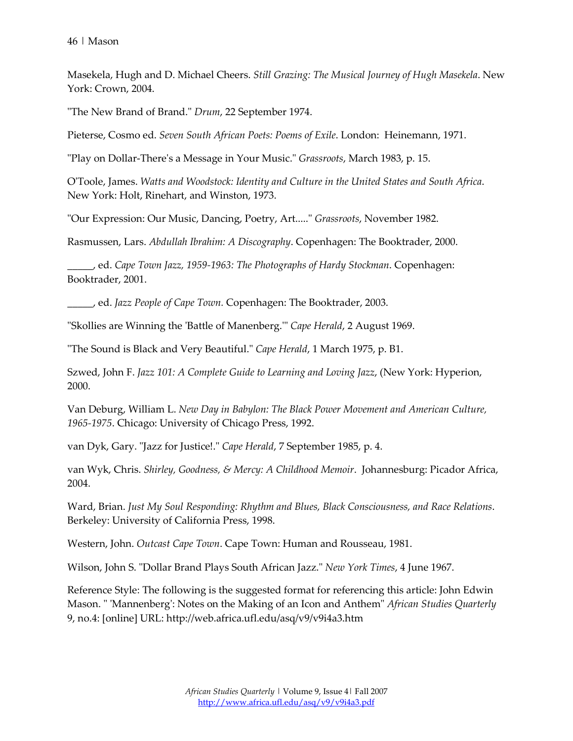Masekela, Hugh and D. Michael Cheers. *Still Grazing: The Musical Journey of Hugh Masekela*. New York: Crown, 2004.

"The New Brand of Brand." *Drum*, 22 September 1974.

Pieterse, Cosmo ed. *Seven South African Poets: Poems of Exile*. London: Heinemann, 1971.

"Play on Dollar-There's a Message in Your Music." *Grassroots*, March 1983, p. 15.

O'Toole, James. *Watts and Woodstock: Identity and Culture in the United States and South Africa*. New York: Holt, Rinehart, and Winston, 1973.

"Our Expression: Our Music, Dancing, Poetry, Art....." *Grassroots*, November 1982.

Rasmussen, Lars. *Abdullah Ibrahim: A Discography*. Copenhagen: The Booktrader, 2000.

_____, ed. *Cape Town Jazz, 1959-1963: The Photographs of Hardy Stockman*. Copenhagen: Booktrader, 2001.

_____, ed. *Jazz People of Cape Town.* Copenhagen: The Booktrader, 2003.

"Skollies are Winning the 'Battle of Manenberg.'" *Cape Herald*, 2 August 1969.

"The Sound is Black and Very Beautiful." *Cape Herald*, 1 March 1975, p. B1.

Szwed, John F. *Jazz 101: A Complete Guide to Learning and Loving Jazz*, (New York: Hyperion, 2000.

Van Deburg, William L. *New Day in Babylon: The Black Power Movement and American Culture, 1965-1975*. Chicago: University of Chicago Press, 1992.

van Dyk, Gary. "Jazz for Justice!." *Cape Herald*, 7 September 1985, p. 4.

van Wyk, Chris. *Shirley, Goodness, & Mercy: A Childhood Memoir*. Johannesburg: Picador Africa, 2004.

Ward, Brian. *Just My Soul Responding: Rhythm and Blues, Black Consciousness, and Race Relations*. Berkeley: University of California Press, 1998.

Western, John. *Outcast Cape Town*. Cape Town: Human and Rousseau, 1981.

Wilson, John S. "Dollar Brand Plays South African Jazz." *New York Times*, 4 June 1967.

Reference Style: The following is the suggested format for referencing this article: John Edwin Mason. " 'Mannenberg': Notes on the Making of an Icon and Anthem" *African Studies Quarterly* 9, no.4: [online] URL: http://web.africa.ufl.edu/asq/v9/v9i4a3.htm